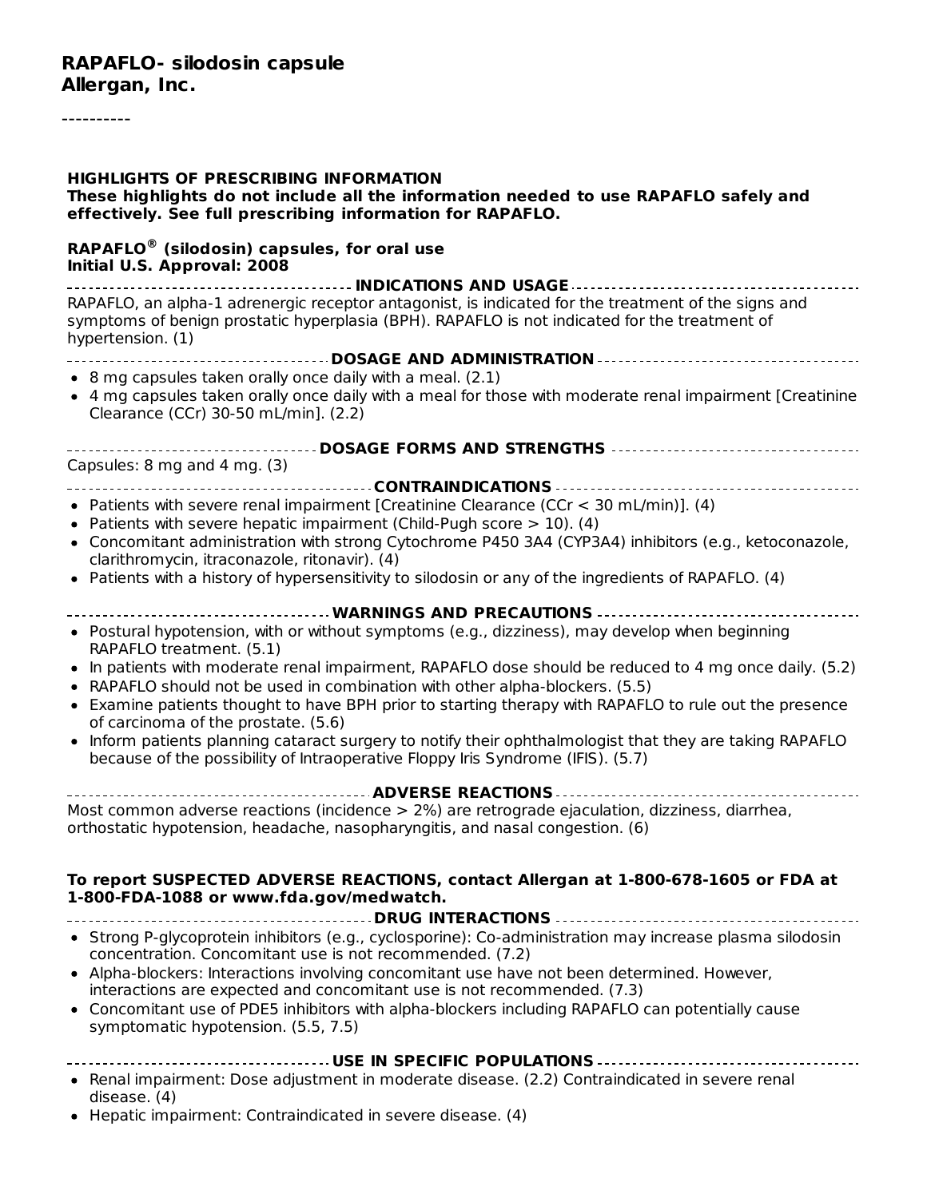**RAPAFLO- silodosin capsule**
**Allergan, Inc.**

----------

**HIGHLIGHTS OF PRESCRIBING INFORMATION**
**These highlights do not include all the information needed to use RAPAFLO safely and effectively. See full prescribing information for RAPAFLO.**

**RAPAFLO® (silodosin) capsules, for oral use**
**Initial U.S. Approval: 2008**

**INDICATIONS AND USAGE**

RAPAFLO, an alpha-1 adrenergic receptor antagonist, is indicated for the treatment of the signs and symptoms of benign prostatic hyperplasia (BPH). RAPAFLO is not indicated for the treatment of hypertension. (1)

**DOSAGE AND ADMINISTRATION**

- 8 mg capsules taken orally once daily with a meal. (2.1)
- 4 mg capsules taken orally once daily with a meal for those with moderate renal impairment [Creatinine Clearance (CCr) 30-50 mL/min]. (2.2)

**DOSAGE FORMS AND STRENGTHS**

Capsules: 8 mg and 4 mg. (3)

**CONTRAINDICATIONS**

- Patients with severe renal impairment [Creatinine Clearance (CCr < 30 mL/min)]. (4)
- Patients with severe hepatic impairment (Child-Pugh score > 10). (4)
- Concomitant administration with strong Cytochrome P450 3A4 (CYP3A4) inhibitors (e.g., ketoconazole, clarithromycin, itraconazole, ritonavir). (4)
- Patients with a history of hypersensitivity to silodosin or any of the ingredients of RAPAFLO. (4)

**WARNINGS AND PRECAUTIONS**

- Postural hypotension, with or without symptoms (e.g., dizziness), may develop when beginning RAPAFLO treatment. (5.1)
- In patients with moderate renal impairment, RAPAFLO dose should be reduced to 4 mg once daily. (5.2)
- RAPAFLO should not be used in combination with other alpha-blockers. (5.5)
- Examine patients thought to have BPH prior to starting therapy with RAPAFLO to rule out the presence of carcinoma of the prostate. (5.6)
- Inform patients planning cataract surgery to notify their ophthalmologist that they are taking RAPAFLO because of the possibility of Intraoperative Floppy Iris Syndrome (IFIS). (5.7)

**ADVERSE REACTIONS**

Most common adverse reactions (incidence > 2%) are retrograde ejaculation, dizziness, diarrhea, orthostatic hypotension, headache, nasopharyngitis, and nasal congestion. (6)

**To report SUSPECTED ADVERSE REACTIONS, contact Allergan at 1-800-678-1605 or FDA at 1-800-FDA-1088 or www.fda.gov/medwatch.**

**DRUG INTERACTIONS**

- Strong P-glycoprotein inhibitors (e.g., cyclosporine): Co-administration may increase plasma silodosin concentration. Concomitant use is not recommended. (7.2)
- Alpha-blockers: Interactions involving concomitant use have not been determined. However, interactions are expected and concomitant use is not recommended. (7.3)
- Concomitant use of PDE5 inhibitors with alpha-blockers including RAPAFLO can potentially cause symptomatic hypotension. (5.5, 7.5)

**USE IN SPECIFIC POPULATIONS**

- Renal impairment: Dose adjustment in moderate disease. (2.2) Contraindicated in severe renal disease. (4)
- Hepatic impairment: Contraindicated in severe disease. (4)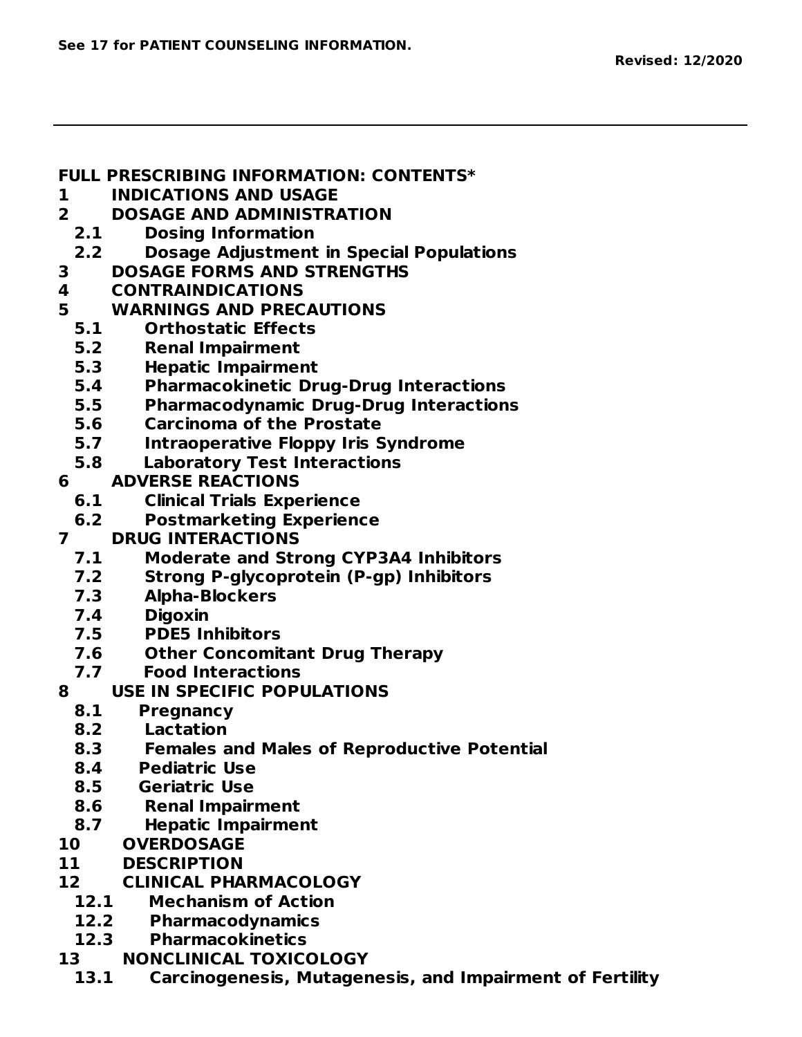**See 17 for PATIENT COUNSELING INFORMATION.**

**Revised: 12/2020**

---

**FULL PRESCRIBING INFORMATION: CONTENTS***

**1 INDICATIONS AND USAGE**

**2 DOSAGE AND ADMINISTRATION**

- **2.1 Dosing Information**
- **2.2 Dosage Adjustment in Special Populations**

**3 DOSAGE FORMS AND STRENGTHS**

**4 CONTRAINDICATIONS**

**5 WARNINGS AND PRECAUTIONS**

- **5.1 Orthostatic Effects**
- **5.2 Renal Impairment**
- **5.3 Hepatic Impairment**
- **5.4 Pharmacokinetic Drug-Drug Interactions**
- **5.5 Pharmacodynamic Drug-Drug Interactions**
- **5.6 Carcinoma of the Prostate**
- **5.7 Intraoperative Floppy Iris Syndrome**
- **5.8 Laboratory Test Interactions**

**6 ADVERSE REACTIONS**

- **6.1 Clinical Trials Experience**
- **6.2 Postmarketing Experience**

**7 DRUG INTERACTIONS**

- **7.1 Moderate and Strong CYP3A4 Inhibitors**
- **7.2 Strong P-glycoprotein (P-gp) Inhibitors**
- **7.3 Alpha-Blockers**
- **7.4 Digoxin**
- **7.5 PDE5 Inhibitors**
- **7.6 Other Concomitant Drug Therapy**
- **7.7 Food Interactions**

**8 USE IN SPECIFIC POPULATIONS**

- **8.1 Pregnancy**
- **8.2 Lactation**
- **8.3 Females and Males of Reproductive Potential**
- **8.4 Pediatric Use**
- **8.5 Geriatric Use**
- **8.6 Renal Impairment**
- **8.7 Hepatic Impairment**

**10 OVERDOSAGE**

**11 DESCRIPTION**

**12 CLINICAL PHARMACOLOGY**

- **12.1 Mechanism of Action**
- **12.2 Pharmacodynamics**
- **12.3 Pharmacokinetics**

**13 NONCLINICAL TOXICOLOGY**

- **13.1 Carcinogenesis, Mutagenesis, and Impairment of Fertility**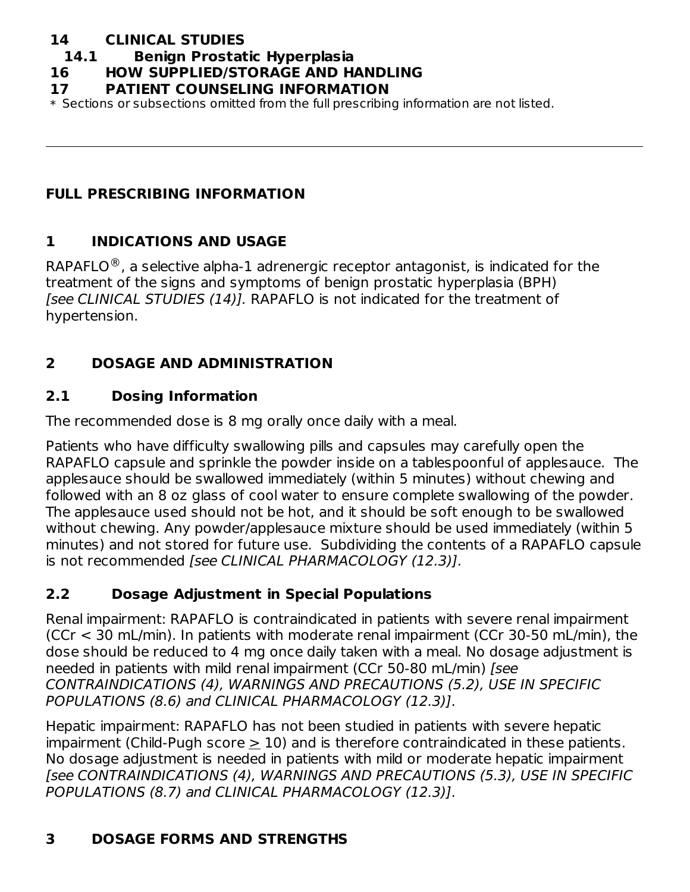**14 CLINICAL STUDIES**

**14.1 Benign Prostatic Hyperplasia**

**16 HOW SUPPLIED/STORAGE AND HANDLING**

**17 PATIENT COUNSELING INFORMATION**

* Sections or subsections omitted from the full prescribing information are not listed.

---

## FULL PRESCRIBING INFORMATION

## 1 INDICATIONS AND USAGE

RAPAFLO®, a selective alpha-1 adrenergic receptor antagonist, is indicated for the treatment of the signs and symptoms of benign prostatic hyperplasia (BPH) *[see CLINICAL STUDIES (14)].* RAPAFLO is not indicated for the treatment of hypertension.

## 2 DOSAGE AND ADMINISTRATION

### 2.1 Dosing Information

The recommended dose is 8 mg orally once daily with a meal.

Patients who have difficulty swallowing pills and capsules may carefully open the RAPAFLO capsule and sprinkle the powder inside on a tablespoonful of applesauce. The applesauce should be swallowed immediately (within 5 minutes) without chewing and followed with an 8 oz glass of cool water to ensure complete swallowing of the powder. The applesauce used should not be hot, and it should be soft enough to be swallowed without chewing. Any powder/applesauce mixture should be used immediately (within 5 minutes) and not stored for future use. Subdividing the contents of a RAPAFLO capsule is not recommended *[see CLINICAL PHARMACOLOGY (12.3)]*.

### 2.2 Dosage Adjustment in Special Populations

Renal impairment: RAPAFLO is contraindicated in patients with severe renal impairment (CCr < 30 mL/min). In patients with moderate renal impairment (CCr 30-50 mL/min), the dose should be reduced to 4 mg once daily taken with a meal. No dosage adjustment is needed in patients with mild renal impairment (CCr 50-80 mL/min) *[see CONTRAINDICATIONS (4), WARNINGS AND PRECAUTIONS (5.2), USE IN SPECIFIC POPULATIONS (8.6) and CLINICAL PHARMACOLOGY (12.3)]*.

Hepatic impairment: RAPAFLO has not been studied in patients with severe hepatic impairment (Child-Pugh score ≥ 10) and is therefore contraindicated in these patients. No dosage adjustment is needed in patients with mild or moderate hepatic impairment *[see CONTRAINDICATIONS (4), WARNINGS AND PRECAUTIONS (5.3), USE IN SPECIFIC POPULATIONS (8.7) and CLINICAL PHARMACOLOGY (12.3)]*.

## 3 DOSAGE FORMS AND STRENGTHS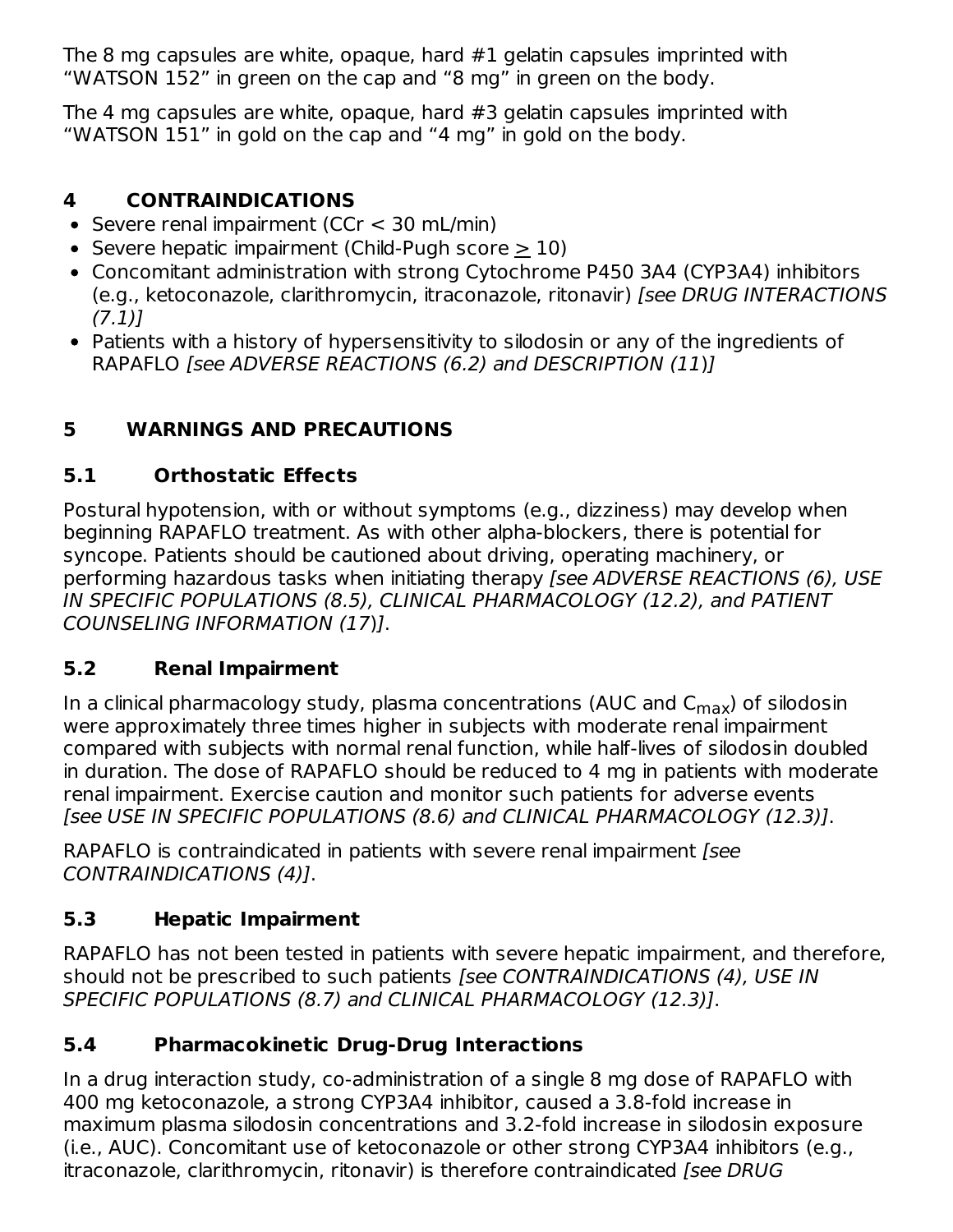The 8 mg capsules are white, opaque, hard #1 gelatin capsules imprinted with "WATSON 152" in green on the cap and "8 mg" in green on the body.

The 4 mg capsules are white, opaque, hard #3 gelatin capsules imprinted with "WATSON 151" in gold on the cap and "4 mg" in gold on the body.

## 4 CONTRAINDICATIONS

- Severe renal impairment (CCr < 30 mL/min)
- Severe hepatic impairment (Child-Pugh score ≥ 10)
- Concomitant administration with strong Cytochrome P450 3A4 (CYP3A4) inhibitors (e.g., ketoconazole, clarithromycin, itraconazole, ritonavir) *[see DRUG INTERACTIONS (7.1)]*
- Patients with a history of hypersensitivity to silodosin or any of the ingredients of RAPAFLO *[see ADVERSE REACTIONS (6.2) and DESCRIPTION (11)]*

## 5 WARNINGS AND PRECAUTIONS

### 5.1 Orthostatic Effects

Postural hypotension, with or without symptoms (e.g., dizziness) may develop when beginning RAPAFLO treatment. As with other alpha-blockers, there is potential for syncope. Patients should be cautioned about driving, operating machinery, or performing hazardous tasks when initiating therapy *[see ADVERSE REACTIONS (6), USE IN SPECIFIC POPULATIONS (8.5), CLINICAL PHARMACOLOGY (12.2), and PATIENT COUNSELING INFORMATION (17)]*.

### 5.2 Renal Impairment

In a clinical pharmacology study, plasma concentrations (AUC and $C_{max}$) of silodosin were approximately three times higher in subjects with moderate renal impairment compared with subjects with normal renal function, while half-lives of silodosin doubled in duration. The dose of RAPAFLO should be reduced to 4 mg in patients with moderate renal impairment. Exercise caution and monitor such patients for adverse events *[see USE IN SPECIFIC POPULATIONS (8.6) and CLINICAL PHARMACOLOGY (12.3)]*.

RAPAFLO is contraindicated in patients with severe renal impairment *[see CONTRAINDICATIONS (4)]*.

### 5.3 Hepatic Impairment

RAPAFLO has not been tested in patients with severe hepatic impairment, and therefore, should not be prescribed to such patients *[see CONTRAINDICATIONS (4), USE IN SPECIFIC POPULATIONS (8.7) and CLINICAL PHARMACOLOGY (12.3)]*.

### 5.4 Pharmacokinetic Drug-Drug Interactions

In a drug interaction study, co-administration of a single 8 mg dose of RAPAFLO with 400 mg ketoconazole, a strong CYP3A4 inhibitor, caused a 3.8-fold increase in maximum plasma silodosin concentrations and 3.2-fold increase in silodosin exposure (i.e., AUC). Concomitant use of ketoconazole or other strong CYP3A4 inhibitors (e.g., itraconazole, clarithromycin, ritonavir) is therefore contraindicated *[see DRUG*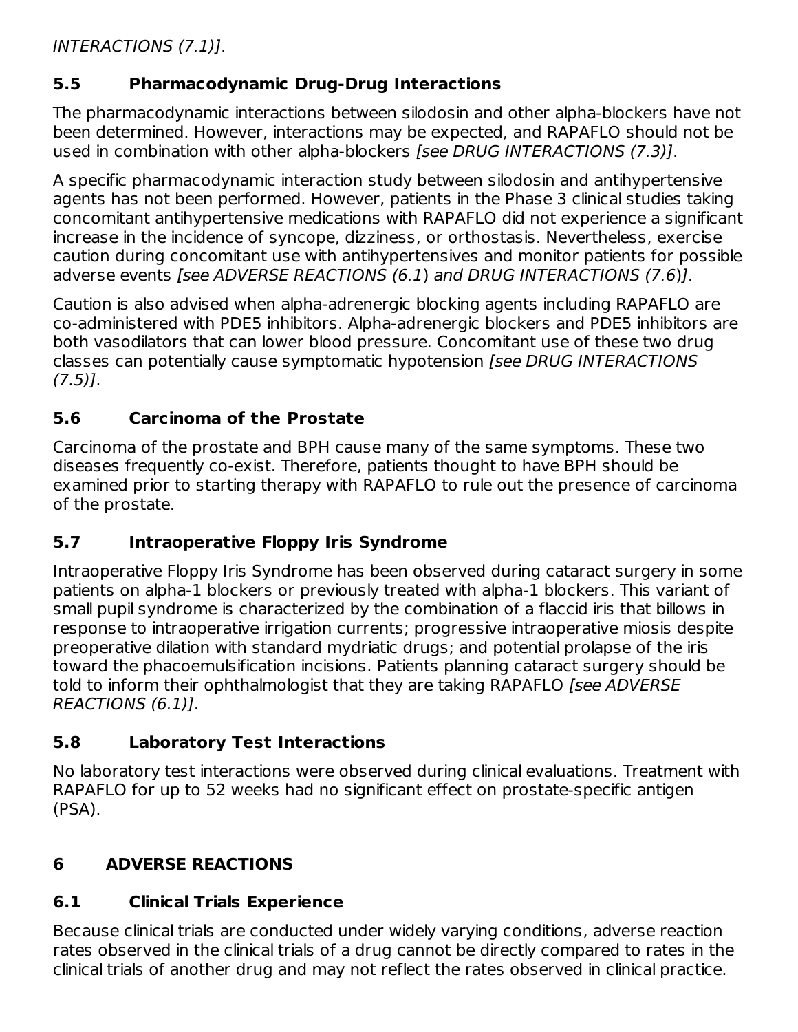*INTERACTIONS (7.1)]*.

## 5.5 Pharmacodynamic Drug-Drug Interactions

The pharmacodynamic interactions between silodosin and other alpha-blockers have not been determined. However, interactions may be expected, and RAPAFLO should not be used in combination with other alpha-blockers *[see DRUG INTERACTIONS (7.3)]*.

A specific pharmacodynamic interaction study between silodosin and antihypertensive agents has not been performed. However, patients in the Phase 3 clinical studies taking concomitant antihypertensive medications with RAPAFLO did not experience a significant increase in the incidence of syncope, dizziness, or orthostasis. Nevertheless, exercise caution during concomitant use with antihypertensives and monitor patients for possible adverse events *[see ADVERSE REACTIONS (6.1) and DRUG INTERACTIONS (7.6)]*.

Caution is also advised when alpha-adrenergic blocking agents including RAPAFLO are co-administered with PDE5 inhibitors. Alpha-adrenergic blockers and PDE5 inhibitors are both vasodilators that can lower blood pressure. Concomitant use of these two drug classes can potentially cause symptomatic hypotension *[see DRUG INTERACTIONS (7.5)]*.

## 5.6 Carcinoma of the Prostate

Carcinoma of the prostate and BPH cause many of the same symptoms. These two diseases frequently co-exist. Therefore, patients thought to have BPH should be examined prior to starting therapy with RAPAFLO to rule out the presence of carcinoma of the prostate.

## 5.7 Intraoperative Floppy Iris Syndrome

Intraoperative Floppy Iris Syndrome has been observed during cataract surgery in some patients on alpha-1 blockers or previously treated with alpha-1 blockers. This variant of small pupil syndrome is characterized by the combination of a flaccid iris that billows in response to intraoperative irrigation currents; progressive intraoperative miosis despite preoperative dilation with standard mydriatic drugs; and potential prolapse of the iris toward the phacoemulsification incisions. Patients planning cataract surgery should be told to inform their ophthalmologist that they are taking RAPAFLO *[see ADVERSE REACTIONS (6.1)]*.

## 5.8 Laboratory Test Interactions

No laboratory test interactions were observed during clinical evaluations. Treatment with RAPAFLO for up to 52 weeks had no significant effect on prostate-specific antigen (PSA).

# 6 ADVERSE REACTIONS

## 6.1 Clinical Trials Experience

Because clinical trials are conducted under widely varying conditions, adverse reaction rates observed in the clinical trials of a drug cannot be directly compared to rates in the clinical trials of another drug and may not reflect the rates observed in clinical practice.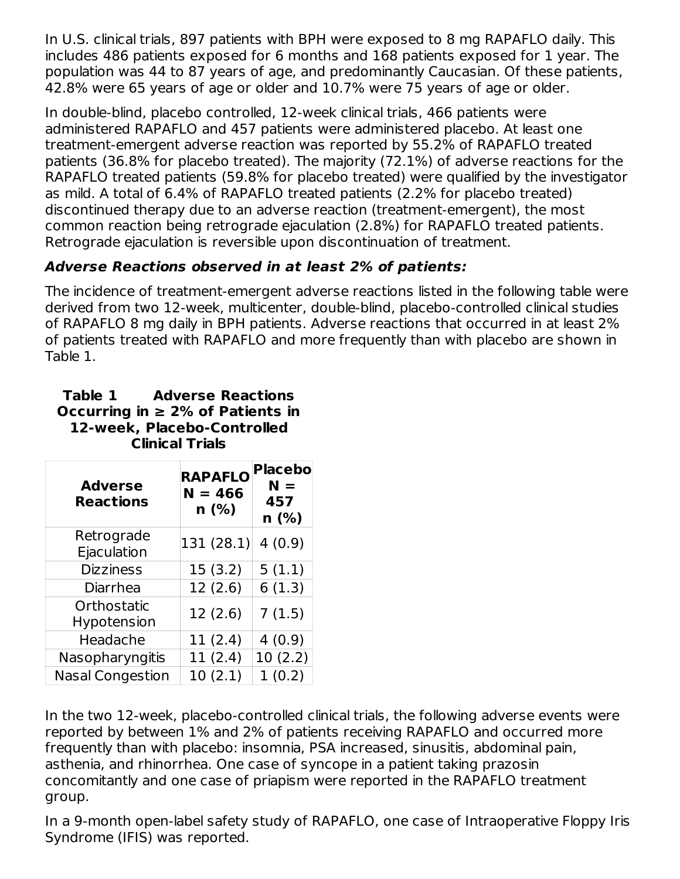In U.S. clinical trials, 897 patients with BPH were exposed to 8 mg RAPAFLO daily. This includes 486 patients exposed for 6 months and 168 patients exposed for 1 year. The population was 44 to 87 years of age, and predominantly Caucasian. Of these patients, 42.8% were 65 years of age or older and 10.7% were 75 years of age or older.

In double-blind, placebo controlled, 12-week clinical trials, 466 patients were administered RAPAFLO and 457 patients were administered placebo. At least one treatment-emergent adverse reaction was reported by 55.2% of RAPAFLO treated patients (36.8% for placebo treated). The majority (72.1%) of adverse reactions for the RAPAFLO treated patients (59.8% for placebo treated) were qualified by the investigator as mild. A total of 6.4% of RAPAFLO treated patients (2.2% for placebo treated) discontinued therapy due to an adverse reaction (treatment-emergent), the most common reaction being retrograde ejaculation (2.8%) for RAPAFLO treated patients. Retrograde ejaculation is reversible upon discontinuation of treatment.

***Adverse Reactions observed in at least 2% of patients:***

The incidence of treatment-emergent adverse reactions listed in the following table were derived from two 12-week, multicenter, double-blind, placebo-controlled clinical studies of RAPAFLO 8 mg daily in BPH patients. Adverse reactions that occurred in at least 2% of patients treated with RAPAFLO and more frequently than with placebo are shown in Table 1.

**Table 1 Adverse Reactions Occurring in ≥ 2% of Patients in 12-week, Placebo-Controlled Clinical Trials**

| Adverse Reactions | RAPAFLO N = 466 n (%) | Placebo N = 457 n (%) |
|---|---|---|
| Retrograde Ejaculation | 131 (28.1) | 4 (0.9) |
| Dizziness | 15 (3.2) | 5 (1.1) |
| Diarrhea | 12 (2.6) | 6 (1.3) |
| Orthostatic Hypotension | 12 (2.6) | 7 (1.5) |
| Headache | 11 (2.4) | 4 (0.9) |
| Nasopharyngitis | 11 (2.4) | 10 (2.2) |
| Nasal Congestion | 10 (2.1) | 1 (0.2) |

In the two 12-week, placebo-controlled clinical trials, the following adverse events were reported by between 1% and 2% of patients receiving RAPAFLO and occurred more frequently than with placebo: insomnia, PSA increased, sinusitis, abdominal pain, asthenia, and rhinorrhea. One case of syncope in a patient taking prazosin concomitantly and one case of priapism were reported in the RAPAFLO treatment group.

In a 9-month open-label safety study of RAPAFLO, one case of Intraoperative Floppy Iris Syndrome (IFIS) was reported.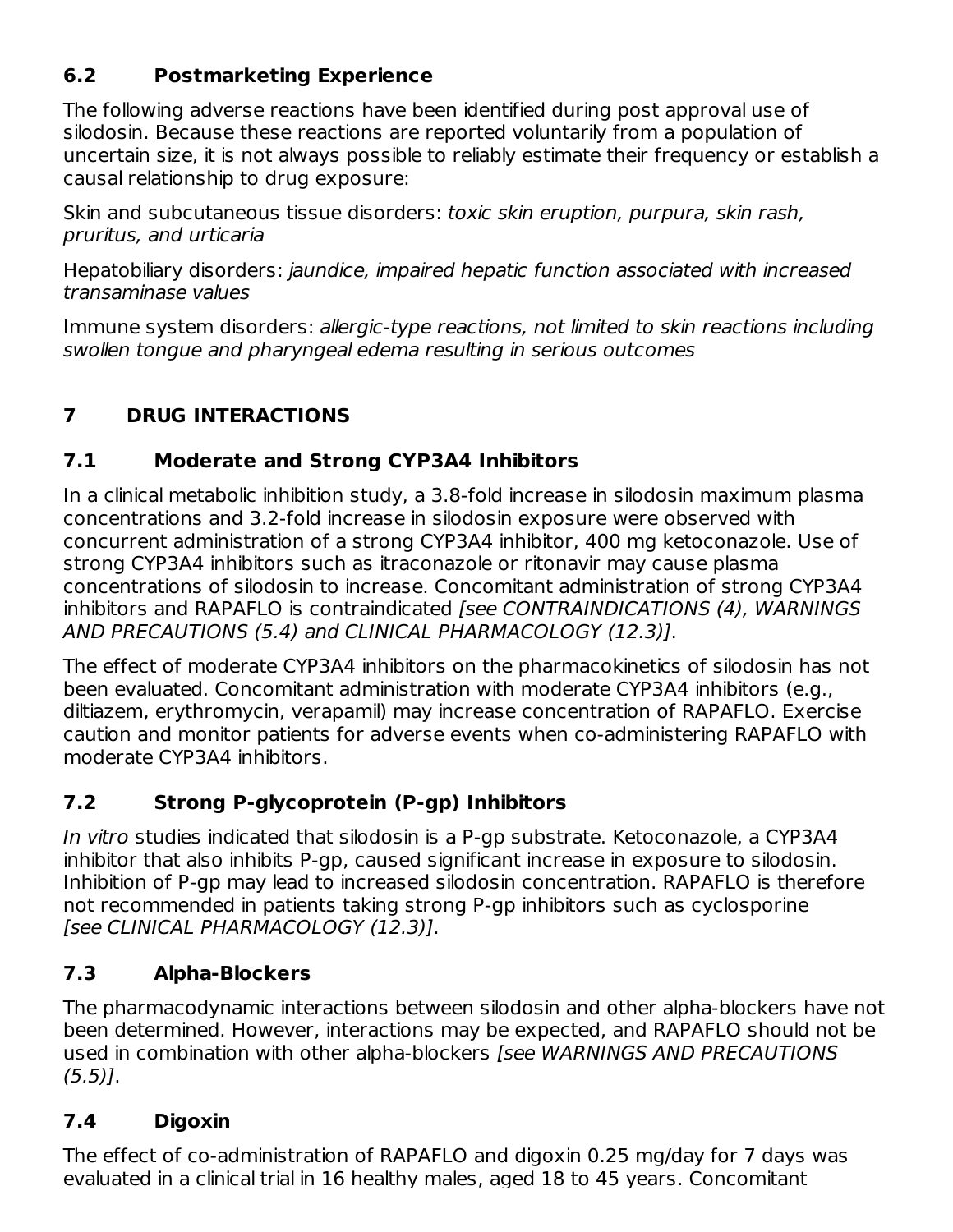### 6.2 Postmarketing Experience

The following adverse reactions have been identified during post approval use of silodosin. Because these reactions are reported voluntarily from a population of uncertain size, it is not always possible to reliably estimate their frequency or establish a causal relationship to drug exposure:

Skin and subcutaneous tissue disorders: *toxic skin eruption, purpura, skin rash, pruritus, and urticaria*

Hepatobiliary disorders: *jaundice, impaired hepatic function associated with increased transaminase values*

Immune system disorders: *allergic-type reactions, not limited to skin reactions including swollen tongue and pharyngeal edema resulting in serious outcomes*

## 7 DRUG INTERACTIONS

### 7.1 Moderate and Strong CYP3A4 Inhibitors

In a clinical metabolic inhibition study, a 3.8-fold increase in silodosin maximum plasma concentrations and 3.2-fold increase in silodosin exposure were observed with concurrent administration of a strong CYP3A4 inhibitor, 400 mg ketoconazole. Use of strong CYP3A4 inhibitors such as itraconazole or ritonavir may cause plasma concentrations of silodosin to increase. Concomitant administration of strong CYP3A4 inhibitors and RAPAFLO is contraindicated *[see CONTRAINDICATIONS (4), WARNINGS AND PRECAUTIONS (5.4) and CLINICAL PHARMACOLOGY (12.3)]*.

The effect of moderate CYP3A4 inhibitors on the pharmacokinetics of silodosin has not been evaluated. Concomitant administration with moderate CYP3A4 inhibitors (e.g., diltiazem, erythromycin, verapamil) may increase concentration of RAPAFLO. Exercise caution and monitor patients for adverse events when co-administering RAPAFLO with moderate CYP3A4 inhibitors.

### 7.2 Strong P-glycoprotein (P-gp) Inhibitors

*In vitro* studies indicated that silodosin is a P-gp substrate. Ketoconazole, a CYP3A4 inhibitor that also inhibits P-gp, caused significant increase in exposure to silodosin. Inhibition of P-gp may lead to increased silodosin concentration. RAPAFLO is therefore not recommended in patients taking strong P-gp inhibitors such as cyclosporine *[see CLINICAL PHARMACOLOGY (12.3)]*.

### 7.3 Alpha-Blockers

The pharmacodynamic interactions between silodosin and other alpha-blockers have not been determined. However, interactions may be expected, and RAPAFLO should not be used in combination with other alpha-blockers *[see WARNINGS AND PRECAUTIONS (5.5)]*.

### 7.4 Digoxin

The effect of co-administration of RAPAFLO and digoxin 0.25 mg/day for 7 days was evaluated in a clinical trial in 16 healthy males, aged 18 to 45 years. Concomitant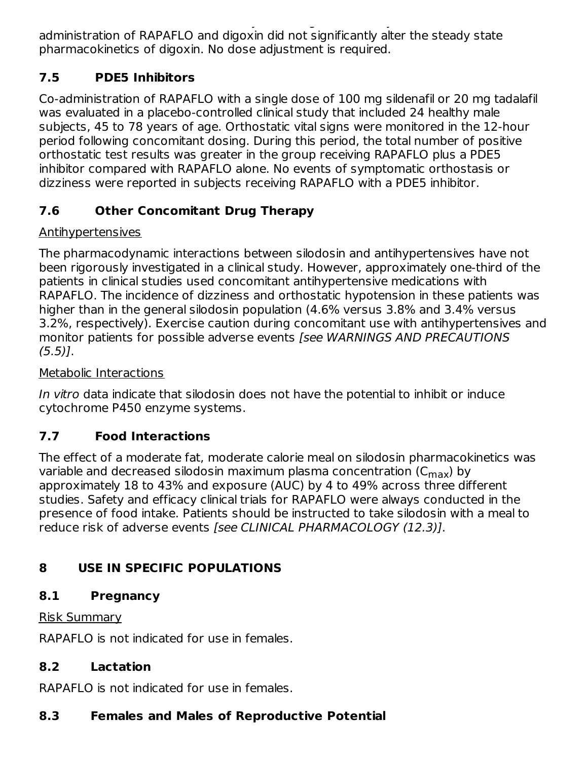administration of RAPAFLO and digoxin did not significantly alter the steady state pharmacokinetics of digoxin. No dose adjustment is required.

### 7.5 PDE5 Inhibitors

Co-administration of RAPAFLO with a single dose of 100 mg sildenafil or 20 mg tadalafil was evaluated in a placebo-controlled clinical study that included 24 healthy male subjects, 45 to 78 years of age. Orthostatic vital signs were monitored in the 12-hour period following concomitant dosing. During this period, the total number of positive orthostatic test results was greater in the group receiving RAPAFLO plus a PDE5 inhibitor compared with RAPAFLO alone. No events of symptomatic orthostasis or dizziness were reported in subjects receiving RAPAFLO with a PDE5 inhibitor.

### 7.6 Other Concomitant Drug Therapy

Antihypertensives

The pharmacodynamic interactions between silodosin and antihypertensives have not been rigorously investigated in a clinical study. However, approximately one-third of the patients in clinical studies used concomitant antihypertensive medications with RAPAFLO. The incidence of dizziness and orthostatic hypotension in these patients was higher than in the general silodosin population (4.6% versus 3.8% and 3.4% versus 3.2%, respectively). Exercise caution during concomitant use with antihypertensives and monitor patients for possible adverse events *[see WARNINGS AND PRECAUTIONS (5.5)]*.

Metabolic Interactions

*In vitro* data indicate that silodosin does not have the potential to inhibit or induce cytochrome P450 enzyme systems.

### 7.7 Food Interactions

The effect of a moderate fat, moderate calorie meal on silodosin pharmacokinetics was variable and decreased silodosin maximum plasma concentration ($C_{max}$) by approximately 18 to 43% and exposure (AUC) by 4 to 49% across three different studies. Safety and efficacy clinical trials for RAPAFLO were always conducted in the presence of food intake. Patients should be instructed to take silodosin with a meal to reduce risk of adverse events *[see CLINICAL PHARMACOLOGY (12.3)]*.

## 8 USE IN SPECIFIC POPULATIONS

### 8.1 Pregnancy

Risk Summary

RAPAFLO is not indicated for use in females.

### 8.2 Lactation

RAPAFLO is not indicated for use in females.

### 8.3 Females and Males of Reproductive Potential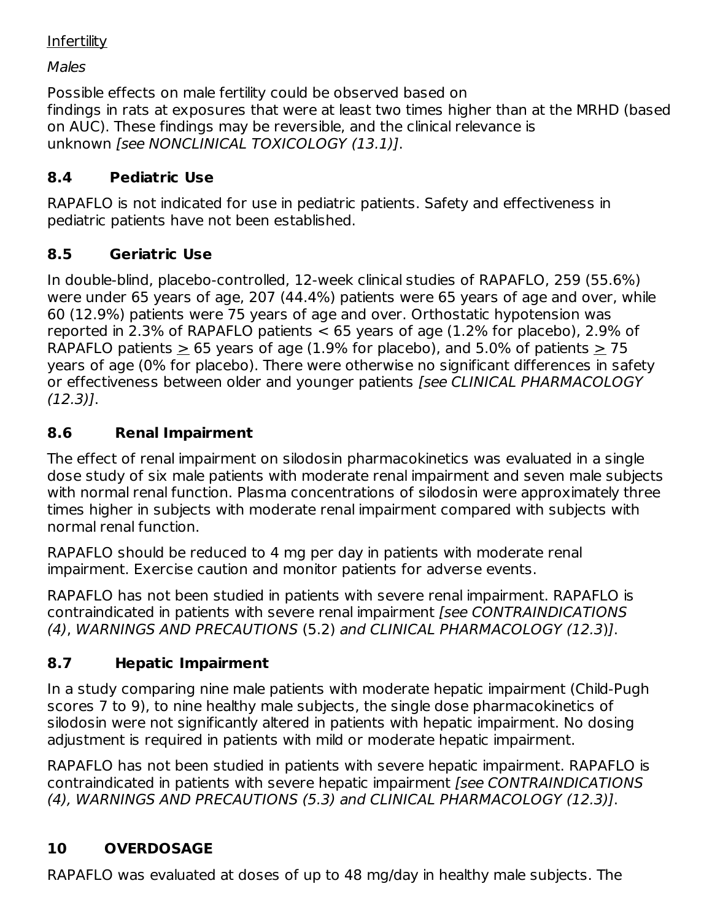Infertility

*Males*

Possible effects on male fertility could be observed based on findings in rats at exposures that were at least two times higher than at the MRHD (based on AUC). These findings may be reversible, and the clinical relevance is unknown *[see NONCLINICAL TOXICOLOGY (13.1)]*.

### 8.4 Pediatric Use

RAPAFLO is not indicated for use in pediatric patients. Safety and effectiveness in pediatric patients have not been established.

### 8.5 Geriatric Use

In double-blind, placebo-controlled, 12-week clinical studies of RAPAFLO, 259 (55.6%) were under 65 years of age, 207 (44.4%) patients were 65 years of age and over, while 60 (12.9%) patients were 75 years of age and over. Orthostatic hypotension was reported in 2.3% of RAPAFLO patients < 65 years of age (1.2% for placebo), 2.9% of RAPAFLO patients ≥ 65 years of age (1.9% for placebo), and 5.0% of patients ≥ 75 years of age (0% for placebo). There were otherwise no significant differences in safety or effectiveness between older and younger patients *[see CLINICAL PHARMACOLOGY (12.3)]*.

### 8.6 Renal Impairment

The effect of renal impairment on silodosin pharmacokinetics was evaluated in a single dose study of six male patients with moderate renal impairment and seven male subjects with normal renal function. Plasma concentrations of silodosin were approximately three times higher in subjects with moderate renal impairment compared with subjects with normal renal function.

RAPAFLO should be reduced to 4 mg per day in patients with moderate renal impairment. Exercise caution and monitor patients for adverse events.

RAPAFLO has not been studied in patients with severe renal impairment. RAPAFLO is contraindicated in patients with severe renal impairment *[see CONTRAINDICATIONS (4), WARNINGS AND PRECAUTIONS* (5.2) *and CLINICAL PHARMACOLOGY (12.3)]*.

### 8.7 Hepatic Impairment

In a study comparing nine male patients with moderate hepatic impairment (Child-Pugh scores 7 to 9), to nine healthy male subjects, the single dose pharmacokinetics of silodosin were not significantly altered in patients with hepatic impairment. No dosing adjustment is required in patients with mild or moderate hepatic impairment.

RAPAFLO has not been studied in patients with severe hepatic impairment. RAPAFLO is contraindicated in patients with severe hepatic impairment *[see CONTRAINDICATIONS (4), WARNINGS AND PRECAUTIONS (5.3) and CLINICAL PHARMACOLOGY (12.3)]*.

## 10 OVERDOSAGE

RAPAFLO was evaluated at doses of up to 48 mg/day in healthy male subjects. The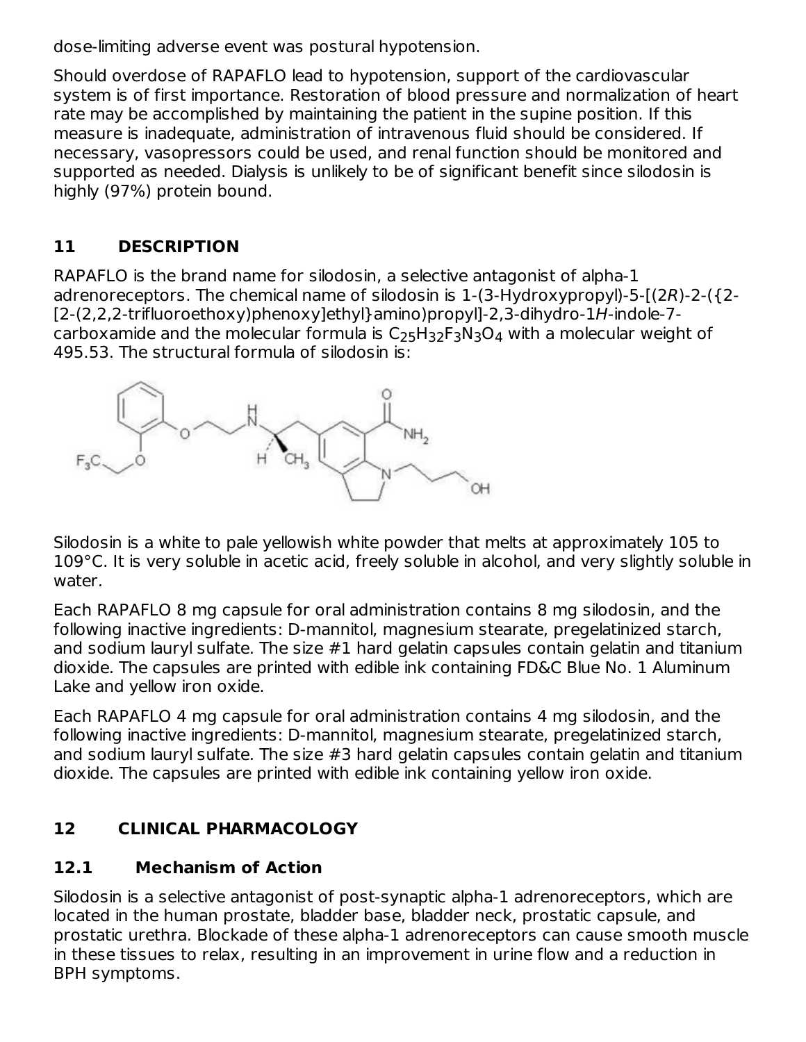dose-limiting adverse event was postural hypotension.

Should overdose of RAPAFLO lead to hypotension, support of the cardiovascular system is of first importance. Restoration of blood pressure and normalization of heart rate may be accomplished by maintaining the patient in the supine position. If this measure is inadequate, administration of intravenous fluid should be considered. If necessary, vasopressors could be used, and renal function should be monitored and supported as needed. Dialysis is unlikely to be of significant benefit since silodosin is highly (97%) protein bound.

## 11 DESCRIPTION

RAPAFLO is the brand name for silodosin, a selective antagonist of alpha-1 adrenoreceptors. The chemical name of silodosin is 1-(3-Hydroxypropyl)-5-[(2*R*)-2-({2-[2-(2,2,2-trifluoroethoxy)phenoxy]ethyl}amino)propyl]-2,3-dihydro-1*H*-indole-7-carboxamide and the molecular formula is $C_{25}H_{32}F_3N_3O_4$ with a molecular weight of 495.53. The structural formula of silodosin is:

Silodosin is a white to pale yellowish white powder that melts at approximately 105 to 109°C. It is very soluble in acetic acid, freely soluble in alcohol, and very slightly soluble in water.

Each RAPAFLO 8 mg capsule for oral administration contains 8 mg silodosin, and the following inactive ingredients: D-mannitol, magnesium stearate, pregelatinized starch, and sodium lauryl sulfate. The size #1 hard gelatin capsules contain gelatin and titanium dioxide. The capsules are printed with edible ink containing FD&C Blue No. 1 Aluminum Lake and yellow iron oxide.

Each RAPAFLO 4 mg capsule for oral administration contains 4 mg silodosin, and the following inactive ingredients: D-mannitol, magnesium stearate, pregelatinized starch, and sodium lauryl sulfate. The size #3 hard gelatin capsules contain gelatin and titanium dioxide. The capsules are printed with edible ink containing yellow iron oxide.

## 12 CLINICAL PHARMACOLOGY

### 12.1 Mechanism of Action

Silodosin is a selective antagonist of post-synaptic alpha-1 adrenoreceptors, which are located in the human prostate, bladder base, bladder neck, prostatic capsule, and prostatic urethra. Blockade of these alpha-1 adrenoreceptors can cause smooth muscle in these tissues to relax, resulting in an improvement in urine flow and a reduction in BPH symptoms.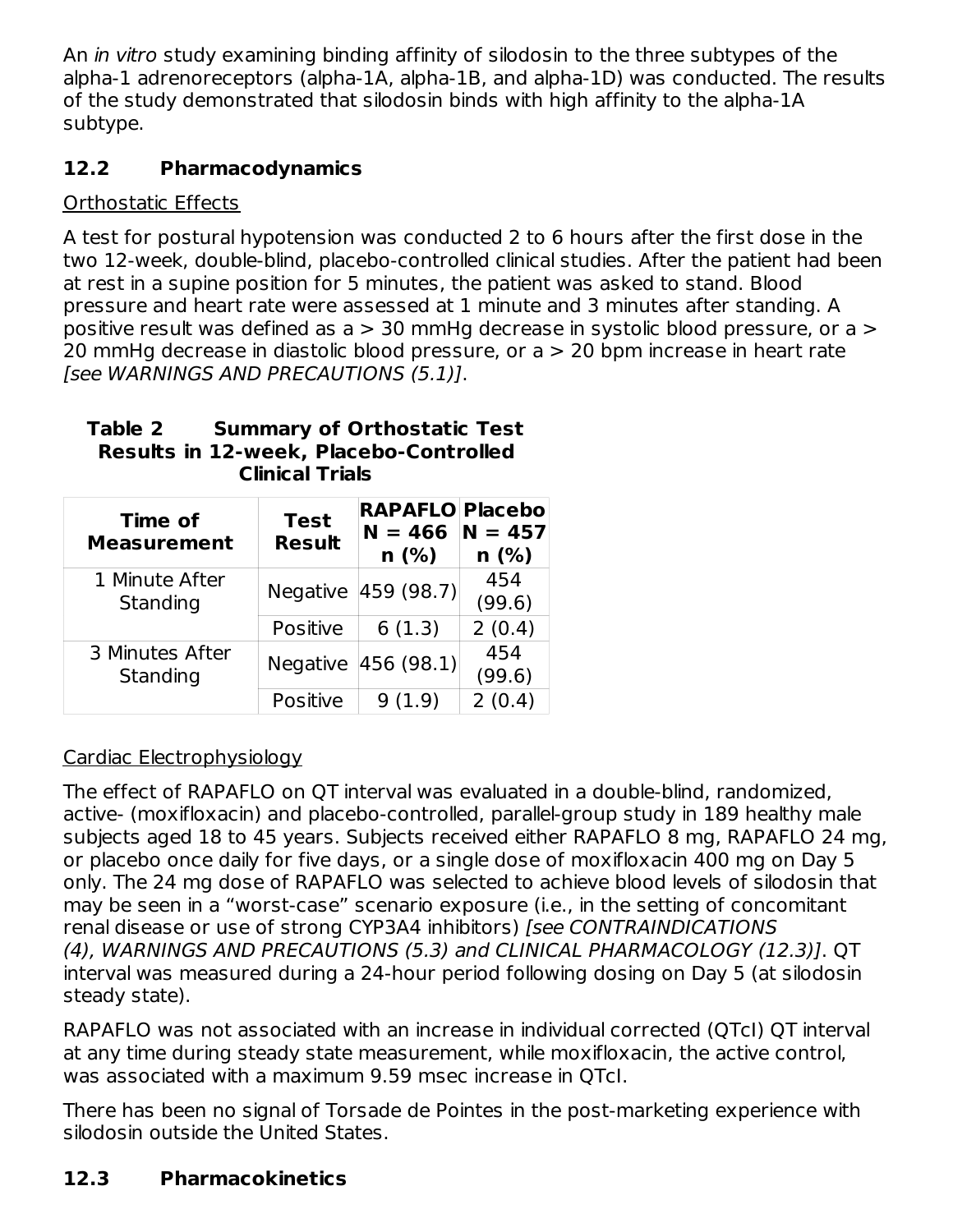An *in vitro* study examining binding affinity of silodosin to the three subtypes of the alpha-1 adrenoreceptors (alpha-1A, alpha-1B, and alpha-1D) was conducted. The results of the study demonstrated that silodosin binds with high affinity to the alpha-1A subtype.

## 12.2 Pharmacodynamics

Orthostatic Effects

A test for postural hypotension was conducted 2 to 6 hours after the first dose in the two 12-week, double-blind, placebo-controlled clinical studies. After the patient had been at rest in a supine position for 5 minutes, the patient was asked to stand. Blood pressure and heart rate were assessed at 1 minute and 3 minutes after standing. A positive result was defined as a > 30 mmHg decrease in systolic blood pressure, or a > 20 mmHg decrease in diastolic blood pressure, or a > 20 bpm increase in heart rate *[see WARNINGS AND PRECAUTIONS (5.1)]*.

**Table 2 Summary of Orthostatic Test Results in 12-week, Placebo-Controlled Clinical Trials**

| Time of Measurement | Test Result | RAPAFLO N = 466 n (%) | Placebo N = 457 n (%) |
|---|---|---|---|
| 1 Minute After Standing | Negative | 459 (98.7) | 454 (99.6) |
| | Positive | 6 (1.3) | 2 (0.4) |
| 3 Minutes After Standing | Negative | 456 (98.1) | 454 (99.6) |
| | Positive | 9 (1.9) | 2 (0.4) |

Cardiac Electrophysiology

The effect of RAPAFLO on QT interval was evaluated in a double-blind, randomized, active- (moxifloxacin) and placebo-controlled, parallel-group study in 189 healthy male subjects aged 18 to 45 years. Subjects received either RAPAFLO 8 mg, RAPAFLO 24 mg, or placebo once daily for five days, or a single dose of moxifloxacin 400 mg on Day 5 only. The 24 mg dose of RAPAFLO was selected to achieve blood levels of silodosin that may be seen in a "worst-case" scenario exposure (i.e., in the setting of concomitant renal disease or use of strong CYP3A4 inhibitors) *[see CONTRAINDICATIONS (4), WARNINGS AND PRECAUTIONS (5.3) and CLINICAL PHARMACOLOGY (12.3)]*. QT interval was measured during a 24-hour period following dosing on Day 5 (at silodosin steady state).

RAPAFLO was not associated with an increase in individual corrected (QTcI) QT interval at any time during steady state measurement, while moxifloxacin, the active control, was associated with a maximum 9.59 msec increase in QTcI.

There has been no signal of Torsade de Pointes in the post-marketing experience with silodosin outside the United States.

## 12.3 Pharmacokinetics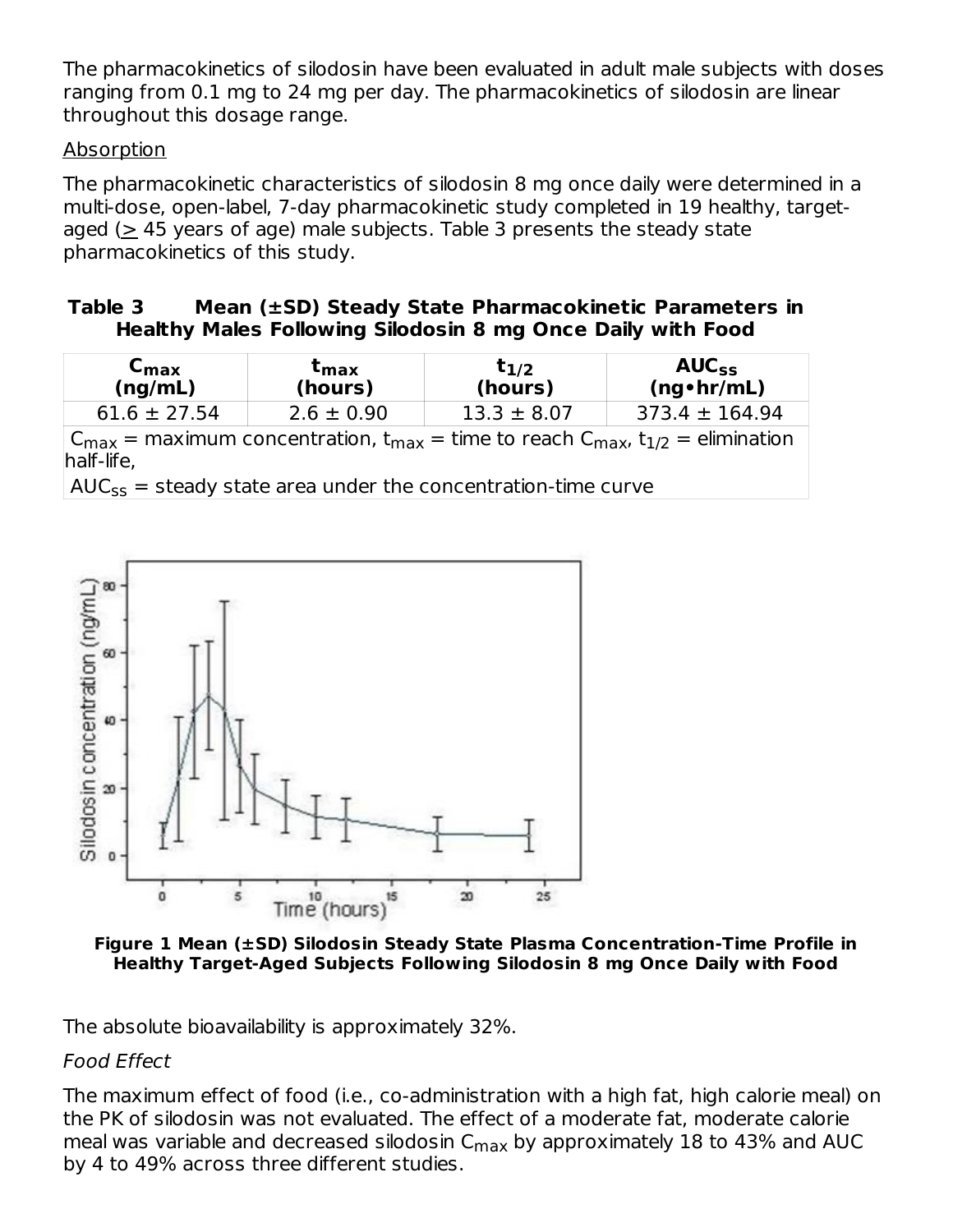The pharmacokinetics of silodosin have been evaluated in adult male subjects with doses ranging from 0.1 mg to 24 mg per day. The pharmacokinetics of silodosin are linear throughout this dosage range.

Absorption

The pharmacokinetic characteristics of silodosin 8 mg once daily were determined in a multi-dose, open-label, 7-day pharmacokinetic study completed in 19 healthy, target-aged (≥ 45 years of age) male subjects. Table 3 presents the steady state pharmacokinetics of this study.

**Table 3 Mean (±SD) Steady State Pharmacokinetic Parameters in Healthy Males Following Silodosin 8 mg Once Daily with Food**

| $C_{max}$ (ng/mL) | $t_{max}$ (hours) | $t_{1/2}$ (hours) | $AUC_{ss}$ (ng•hr/mL) |
|---|---|---|---|
| 61.6 ± 27.54 | 2.6 ± 0.90 | 13.3 ± 8.07 | 373.4 ± 164.94 |

$C_{max}$ = maximum concentration, $t_{max}$ = time to reach $C_{max}$, $t_{1/2}$ = elimination half-life,
$AUC_{ss}$ = steady state area under the concentration-time curve

**Figure 1 Mean (±SD) Silodosin Steady State Plasma Concentration-Time Profile in Healthy Target-Aged Subjects Following Silodosin 8 mg Once Daily with Food**

The absolute bioavailability is approximately 32%.

*Food Effect*

The maximum effect of food (i.e., co-administration with a high fat, high calorie meal) on the PK of silodosin was not evaluated. The effect of a moderate fat, moderate calorie meal was variable and decreased silodosin $C_{max}$ by approximately 18 to 43% and AUC by 4 to 49% across three different studies.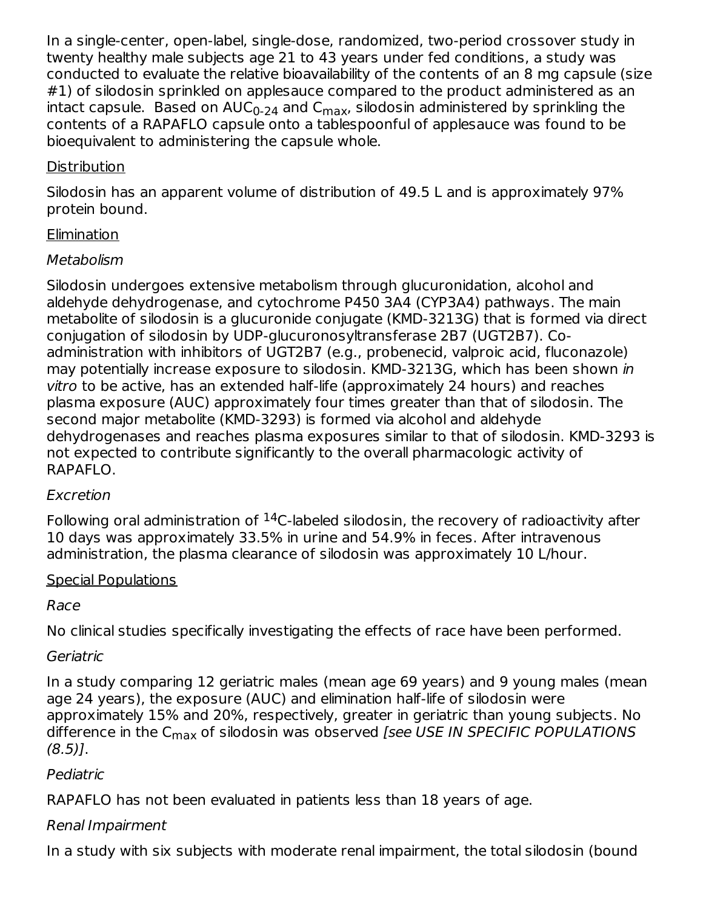In a single-center, open-label, single-dose, randomized, two-period crossover study in twenty healthy male subjects age 21 to 43 years under fed conditions, a study was conducted to evaluate the relative bioavailability of the contents of an 8 mg capsule (size #1) of silodosin sprinkled on applesauce compared to the product administered as an intact capsule. Based on $AUC_{0-24}$ and $C_{max}$, silodosin administered by sprinkling the contents of a RAPAFLO capsule onto a tablespoonful of applesauce was found to be bioequivalent to administering the capsule whole.

Distribution

Silodosin has an apparent volume of distribution of 49.5 L and is approximately 97% protein bound.

Elimination

*Metabolism*

Silodosin undergoes extensive metabolism through glucuronidation, alcohol and aldehyde dehydrogenase, and cytochrome P450 3A4 (CYP3A4) pathways. The main metabolite of silodosin is a glucuronide conjugate (KMD-3213G) that is formed via direct conjugation of silodosin by UDP-glucuronosyltransferase 2B7 (UGT2B7). Co-administration with inhibitors of UGT2B7 (e.g., probenecid, valproic acid, fluconazole) may potentially increase exposure to silodosin. KMD-3213G, which has been shown *in vitro* to be active, has an extended half-life (approximately 24 hours) and reaches plasma exposure (AUC) approximately four times greater than that of silodosin. The second major metabolite (KMD-3293) is formed via alcohol and aldehyde dehydrogenases and reaches plasma exposures similar to that of silodosin. KMD-3293 is not expected to contribute significantly to the overall pharmacologic activity of RAPAFLO.

*Excretion*

Following oral administration of $^{14}$C-labeled silodosin, the recovery of radioactivity after 10 days was approximately 33.5% in urine and 54.9% in feces. After intravenous administration, the plasma clearance of silodosin was approximately 10 L/hour.

Special Populations

*Race*

No clinical studies specifically investigating the effects of race have been performed.

*Geriatric*

In a study comparing 12 geriatric males (mean age 69 years) and 9 young males (mean age 24 years), the exposure (AUC) and elimination half-life of silodosin were approximately 15% and 20%, respectively, greater in geriatric than young subjects. No difference in the $C_{max}$ of silodosin was observed *[see USE IN SPECIFIC POPULATIONS (8.5)]*.

*Pediatric*

RAPAFLO has not been evaluated in patients less than 18 years of age.

*Renal Impairment*

In a study with six subjects with moderate renal impairment, the total silodosin (bound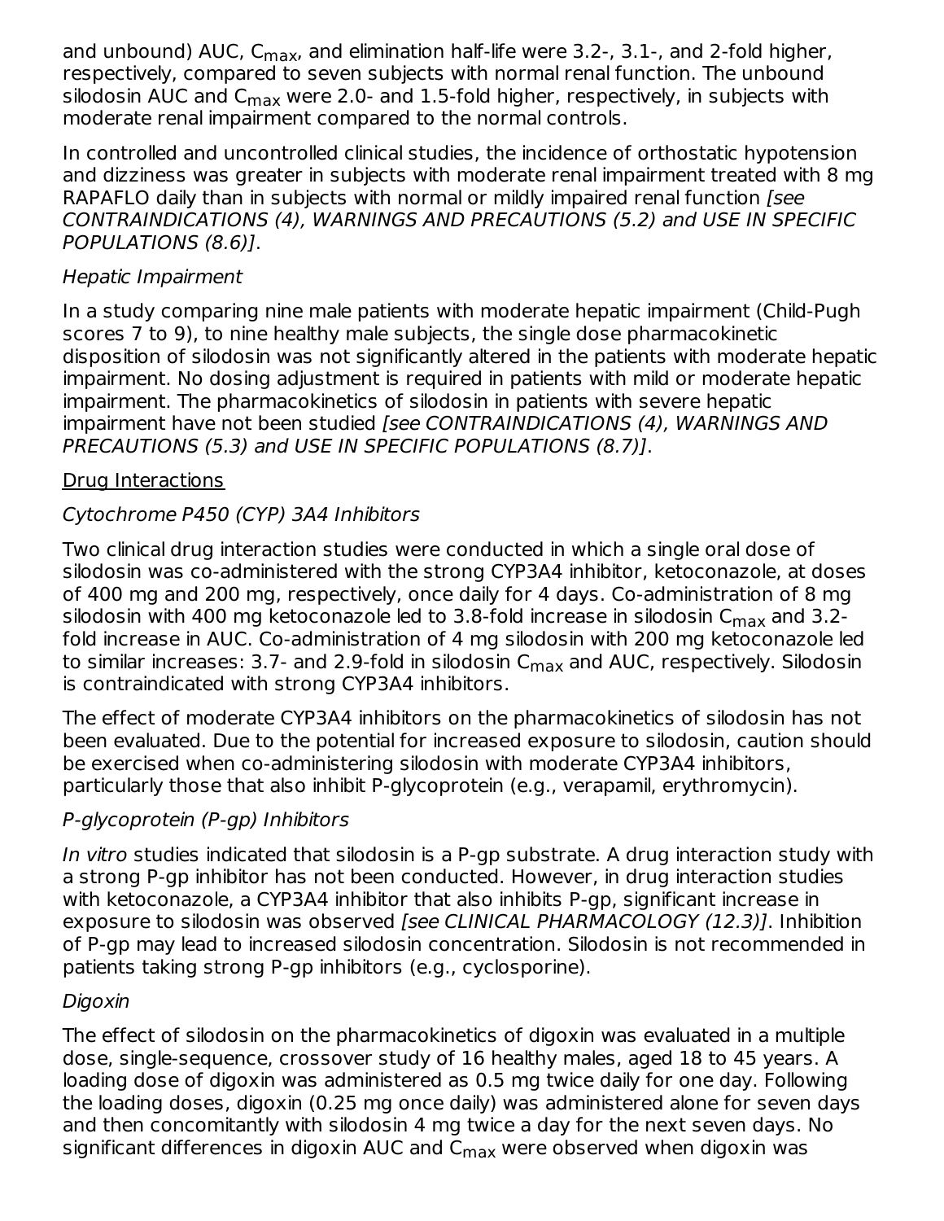and unbound) AUC, $C_{max}$, and elimination half-life were 3.2-, 3.1-, and 2-fold higher, respectively, compared to seven subjects with normal renal function. The unbound silodosin AUC and $C_{max}$ were 2.0- and 1.5-fold higher, respectively, in subjects with moderate renal impairment compared to the normal controls.

In controlled and uncontrolled clinical studies, the incidence of orthostatic hypotension and dizziness was greater in subjects with moderate renal impairment treated with 8 mg RAPAFLO daily than in subjects with normal or mildly impaired renal function *[see CONTRAINDICATIONS (4), WARNINGS AND PRECAUTIONS (5.2) and USE IN SPECIFIC POPULATIONS (8.6)]*.

*Hepatic Impairment*

In a study comparing nine male patients with moderate hepatic impairment (Child-Pugh scores 7 to 9), to nine healthy male subjects, the single dose pharmacokinetic disposition of silodosin was not significantly altered in the patients with moderate hepatic impairment. No dosing adjustment is required in patients with mild or moderate hepatic impairment. The pharmacokinetics of silodosin in patients with severe hepatic impairment have not been studied *[see CONTRAINDICATIONS (4), WARNINGS AND PRECAUTIONS (5.3) and USE IN SPECIFIC POPULATIONS (8.7)]*.

<u>Drug Interactions</u>

*Cytochrome P450 (CYP) 3A4 Inhibitors*

Two clinical drug interaction studies were conducted in which a single oral dose of silodosin was co-administered with the strong CYP3A4 inhibitor, ketoconazole, at doses of 400 mg and 200 mg, respectively, once daily for 4 days. Co-administration of 8 mg silodosin with 400 mg ketoconazole led to 3.8-fold increase in silodosin $C_{max}$ and 3.2-fold increase in AUC. Co-administration of 4 mg silodosin with 200 mg ketoconazole led to similar increases: 3.7- and 2.9-fold in silodosin $C_{max}$ and AUC, respectively. Silodosin is contraindicated with strong CYP3A4 inhibitors.

The effect of moderate CYP3A4 inhibitors on the pharmacokinetics of silodosin has not been evaluated. Due to the potential for increased exposure to silodosin, caution should be exercised when co-administering silodosin with moderate CYP3A4 inhibitors, particularly those that also inhibit P-glycoprotein (e.g., verapamil, erythromycin).

*P-glycoprotein (P-gp) Inhibitors*

*In vitro* studies indicated that silodosin is a P-gp substrate. A drug interaction study with a strong P-gp inhibitor has not been conducted. However, in drug interaction studies with ketoconazole, a CYP3A4 inhibitor that also inhibits P-gp, significant increase in exposure to silodosin was observed *[see CLINICAL PHARMACOLOGY (12.3)]*. Inhibition of P-gp may lead to increased silodosin concentration. Silodosin is not recommended in patients taking strong P-gp inhibitors (e.g., cyclosporine).

*Digoxin*

The effect of silodosin on the pharmacokinetics of digoxin was evaluated in a multiple dose, single-sequence, crossover study of 16 healthy males, aged 18 to 45 years. A loading dose of digoxin was administered as 0.5 mg twice daily for one day. Following the loading doses, digoxin (0.25 mg once daily) was administered alone for seven days and then concomitantly with silodosin 4 mg twice a day for the next seven days. No significant differences in digoxin AUC and $C_{max}$ were observed when digoxin was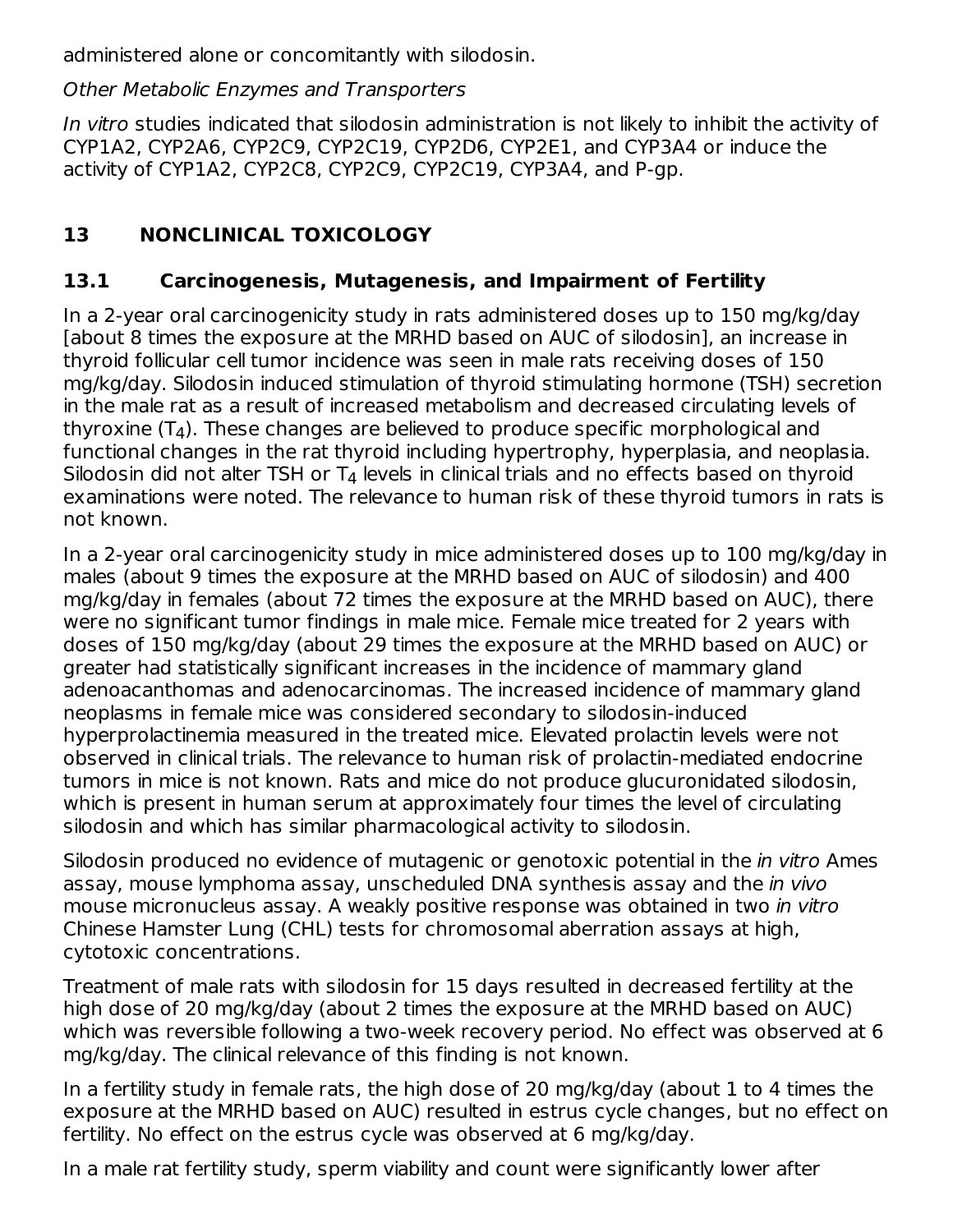administered alone or concomitantly with silodosin.

*Other Metabolic Enzymes and Transporters*

*In vitro* studies indicated that silodosin administration is not likely to inhibit the activity of CYP1A2, CYP2A6, CYP2C9, CYP2C19, CYP2D6, CYP2E1, and CYP3A4 or induce the activity of CYP1A2, CYP2C8, CYP2C9, CYP2C19, CYP3A4, and P-gp.

## 13 NONCLINICAL TOXICOLOGY

### 13.1 Carcinogenesis, Mutagenesis, and Impairment of Fertility

In a 2-year oral carcinogenicity study in rats administered doses up to 150 mg/kg/day [about 8 times the exposure at the MRHD based on AUC of silodosin], an increase in thyroid follicular cell tumor incidence was seen in male rats receiving doses of 150 mg/kg/day. Silodosin induced stimulation of thyroid stimulating hormone (TSH) secretion in the male rat as a result of increased metabolism and decreased circulating levels of thyroxine ($T_4$). These changes are believed to produce specific morphological and functional changes in the rat thyroid including hypertrophy, hyperplasia, and neoplasia. Silodosin did not alter TSH or $T_4$ levels in clinical trials and no effects based on thyroid examinations were noted. The relevance to human risk of these thyroid tumors in rats is not known.

In a 2-year oral carcinogenicity study in mice administered doses up to 100 mg/kg/day in males (about 9 times the exposure at the MRHD based on AUC of silodosin) and 400 mg/kg/day in females (about 72 times the exposure at the MRHD based on AUC), there were no significant tumor findings in male mice. Female mice treated for 2 years with doses of 150 mg/kg/day (about 29 times the exposure at the MRHD based on AUC) or greater had statistically significant increases in the incidence of mammary gland adenoacanthomas and adenocarcinomas. The increased incidence of mammary gland neoplasms in female mice was considered secondary to silodosin-induced hyperprolactinemia measured in the treated mice. Elevated prolactin levels were not observed in clinical trials. The relevance to human risk of prolactin-mediated endocrine tumors in mice is not known. Rats and mice do not produce glucuronidated silodosin, which is present in human serum at approximately four times the level of circulating silodosin and which has similar pharmacological activity to silodosin.

Silodosin produced no evidence of mutagenic or genotoxic potential in the *in vitro* Ames assay, mouse lymphoma assay, unscheduled DNA synthesis assay and the *in vivo* mouse micronucleus assay. A weakly positive response was obtained in two *in vitro* Chinese Hamster Lung (CHL) tests for chromosomal aberration assays at high, cytotoxic concentrations.

Treatment of male rats with silodosin for 15 days resulted in decreased fertility at the high dose of 20 mg/kg/day (about 2 times the exposure at the MRHD based on AUC) which was reversible following a two-week recovery period. No effect was observed at 6 mg/kg/day. The clinical relevance of this finding is not known.

In a fertility study in female rats, the high dose of 20 mg/kg/day (about 1 to 4 times the exposure at the MRHD based on AUC) resulted in estrus cycle changes, but no effect on fertility. No effect on the estrus cycle was observed at 6 mg/kg/day.

In a male rat fertility study, sperm viability and count were significantly lower after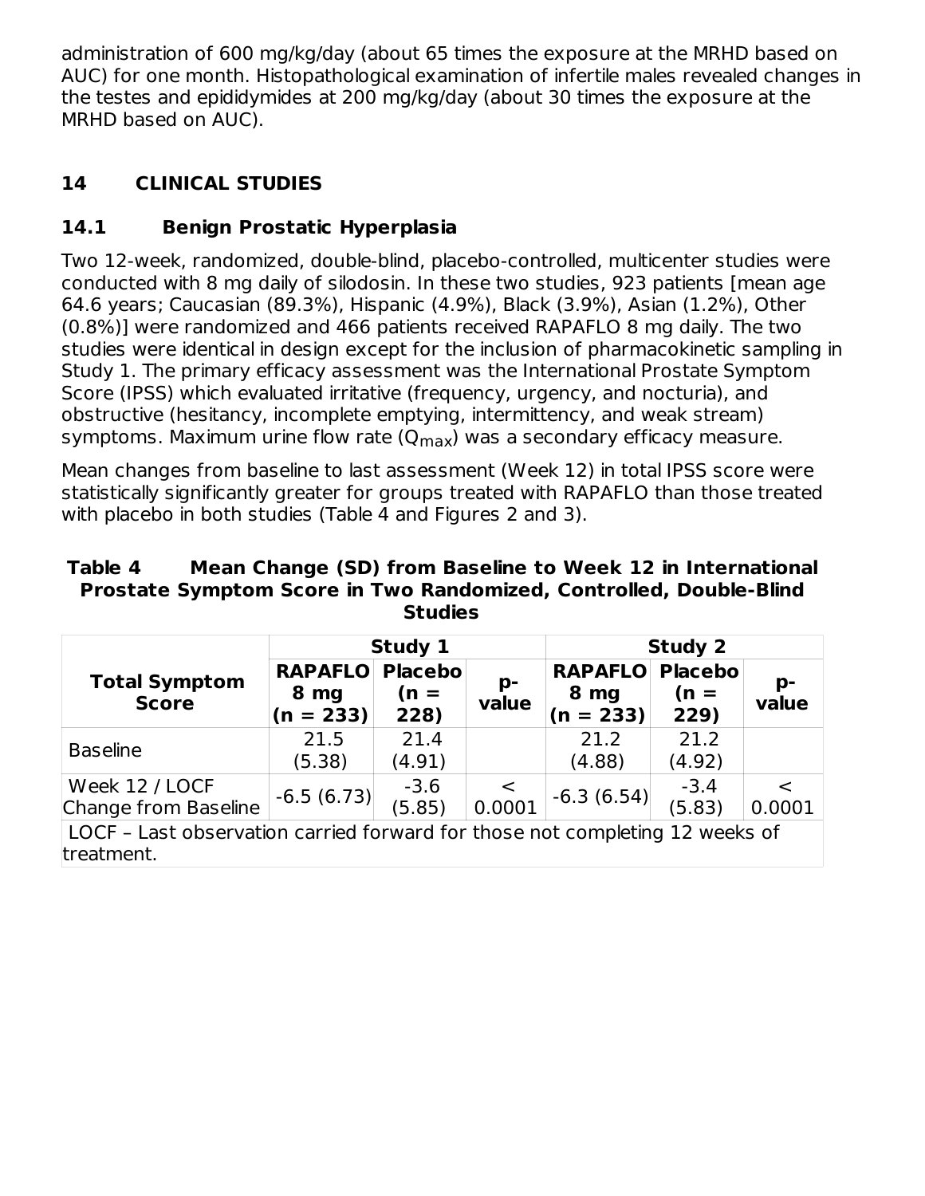administration of 600 mg/kg/day (about 65 times the exposure at the MRHD based on AUC) for one month. Histopathological examination of infertile males revealed changes in the testes and epididymides at 200 mg/kg/day (about 30 times the exposure at the MRHD based on AUC).

## 14 CLINICAL STUDIES

### 14.1 Benign Prostatic Hyperplasia

Two 12-week, randomized, double-blind, placebo-controlled, multicenter studies were conducted with 8 mg daily of silodosin. In these two studies, 923 patients [mean age 64.6 years; Caucasian (89.3%), Hispanic (4.9%), Black (3.9%), Asian (1.2%), Other (0.8%)] were randomized and 466 patients received RAPAFLO 8 mg daily. The two studies were identical in design except for the inclusion of pharmacokinetic sampling in Study 1. The primary efficacy assessment was the International Prostate Symptom Score (IPSS) which evaluated irritative (frequency, urgency, and nocturia), and obstructive (hesitancy, incomplete emptying, intermittency, and weak stream) symptoms. Maximum urine flow rate ($Q_{max}$) was a secondary efficacy measure.

Mean changes from baseline to last assessment (Week 12) in total IPSS score were statistically significantly greater for groups treated with RAPAFLO than those treated with placebo in both studies (Table 4 and Figures 2 and 3).

**Table 4 Mean Change (SD) from Baseline to Week 12 in International Prostate Symptom Score in Two Randomized, Controlled, Double-Blind Studies**

| Total Symptom Score | Study 1 | | | Study 2 | | |
|---|---|---|---|---|---|---|
| | **RAPAFLO 8 mg (n = 233)** | **Placebo (n = 228)** | **p-value** | **RAPAFLO 8 mg (n = 233)** | **Placebo (n = 229)** | **p-value** |
| Baseline | 21.5 (5.38) | 21.4 (4.91) | | 21.2 (4.88) | 21.2 (4.92) | |
| Week 12 / LOCF Change from Baseline | -6.5 (6.73) | -3.6 (5.85) | < 0.0001 | -6.3 (6.54) | -3.4 (5.83) | < 0.0001 |

LOCF – Last observation carried forward for those not completing 12 weeks of treatment.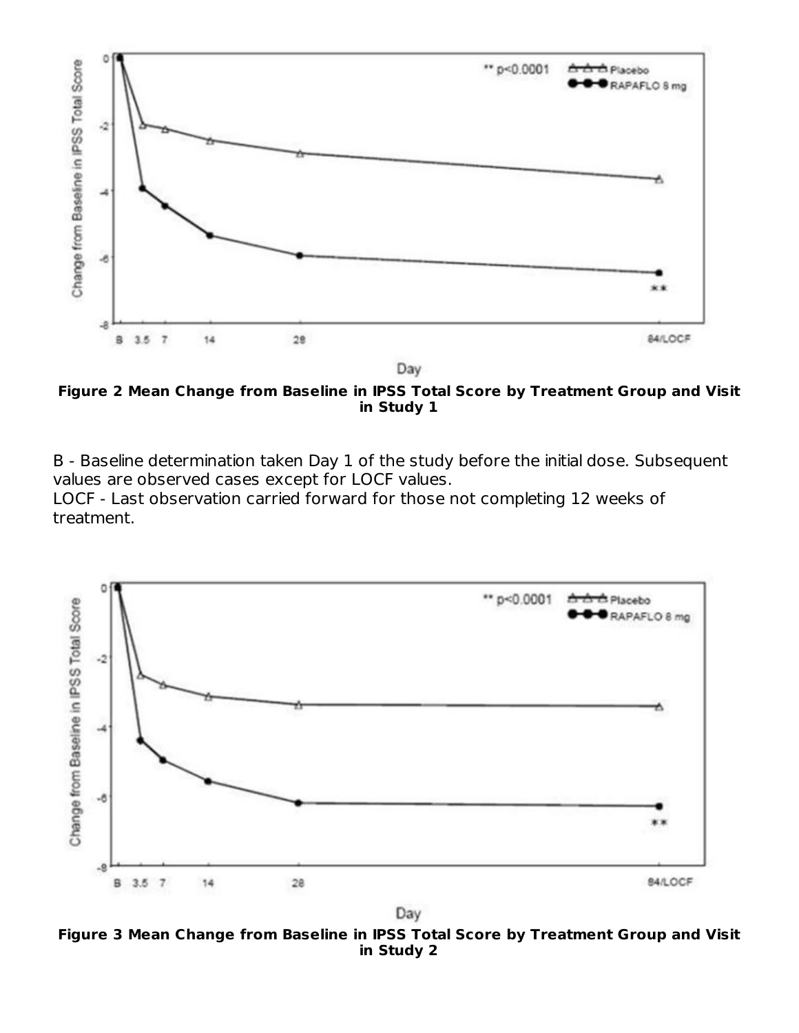**Figure 2 Mean Change from Baseline in IPSS Total Score by Treatment Group and Visit in Study 1**

B - Baseline determination taken Day 1 of the study before the initial dose. Subsequent values are observed cases except for LOCF values.
LOCF - Last observation carried forward for those not completing 12 weeks of treatment.

**Figure 3 Mean Change from Baseline in IPSS Total Score by Treatment Group and Visit in Study 2**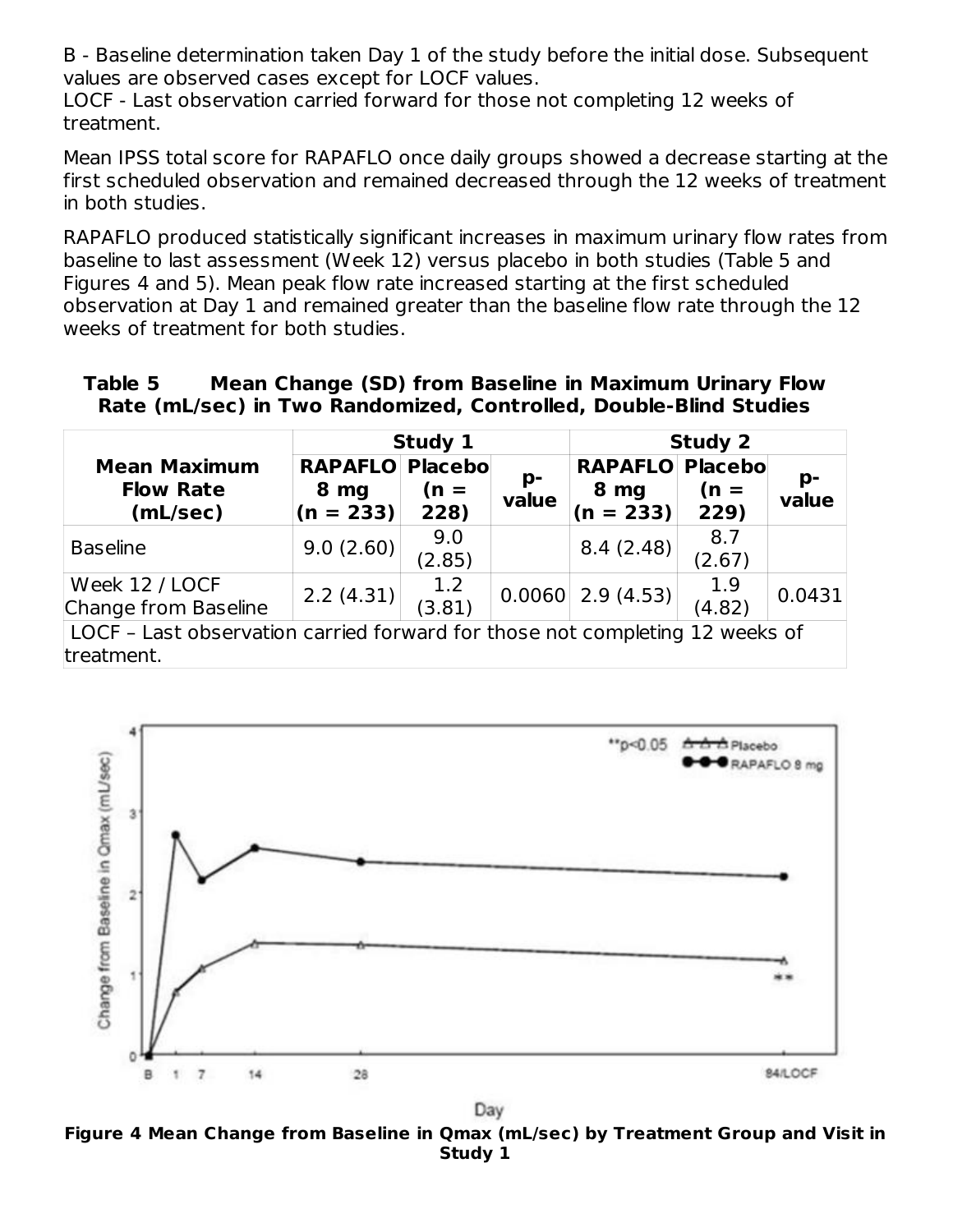B - Baseline determination taken Day 1 of the study before the initial dose. Subsequent values are observed cases except for LOCF values.

LOCF - Last observation carried forward for those not completing 12 weeks of treatment.

Mean IPSS total score for RAPAFLO once daily groups showed a decrease starting at the first scheduled observation and remained decreased through the 12 weeks of treatment in both studies.

RAPAFLO produced statistically significant increases in maximum urinary flow rates from baseline to last assessment (Week 12) versus placebo in both studies (Table 5 and Figures 4 and 5). Mean peak flow rate increased starting at the first scheduled observation at Day 1 and remained greater than the baseline flow rate through the 12 weeks of treatment for both studies.

**Table 5 Mean Change (SD) from Baseline in Maximum Urinary Flow Rate (mL/sec) in Two Randomized, Controlled, Double-Blind Studies**

| Mean Maximum Flow Rate (mL/sec) | Study 1 | | | Study 2 | | |
|---|---|---|---|---|---|---|
| | RAPAFLO 8 mg (n = 233) | Placebo (n = 228) | p-value | RAPAFLO 8 mg (n = 233) | Placebo (n = 229) | p-value |
| Baseline | 9.0 (2.60) | 9.0 (2.85) | | 8.4 (2.48) | 8.7 (2.67) | |
| Week 12 / LOCF Change from Baseline | 2.2 (4.31) | 1.2 (3.81) | 0.0060 | 2.9 (4.53) | 1.9 (4.82) | 0.0431 |

LOCF – Last observation carried forward for those not completing 12 weeks of treatment.

**Figure 4 Mean Change from Baseline in Qmax (mL/sec) by Treatment Group and Visit in Study 1**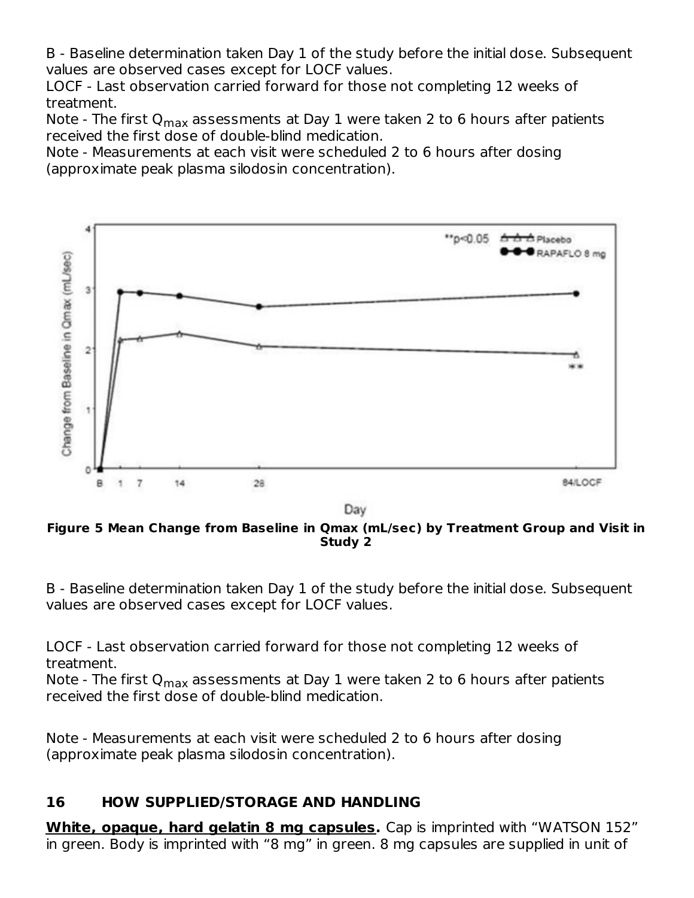B - Baseline determination taken Day 1 of the study before the initial dose. Subsequent values are observed cases except for LOCF values.

LOCF - Last observation carried forward for those not completing 12 weeks of treatment.

Note - The first $Q_{max}$ assessments at Day 1 were taken 2 to 6 hours after patients received the first dose of double-blind medication.

Note - Measurements at each visit were scheduled 2 to 6 hours after dosing (approximate peak plasma silodosin concentration).

**Figure 5 Mean Change from Baseline in Qmax (mL/sec) by Treatment Group and Visit in Study 2**

B - Baseline determination taken Day 1 of the study before the initial dose. Subsequent values are observed cases except for LOCF values.

LOCF - Last observation carried forward for those not completing 12 weeks of treatment.

Note - The first $Q_{max}$ assessments at Day 1 were taken 2 to 6 hours after patients received the first dose of double-blind medication.

Note - Measurements at each visit were scheduled 2 to 6 hours after dosing (approximate peak plasma silodosin concentration).

## 16 HOW SUPPLIED/STORAGE AND HANDLING

**White, opaque, hard gelatin 8 mg capsules.** Cap is imprinted with "WATSON 152" in green. Body is imprinted with "8 mg" in green. 8 mg capsules are supplied in unit of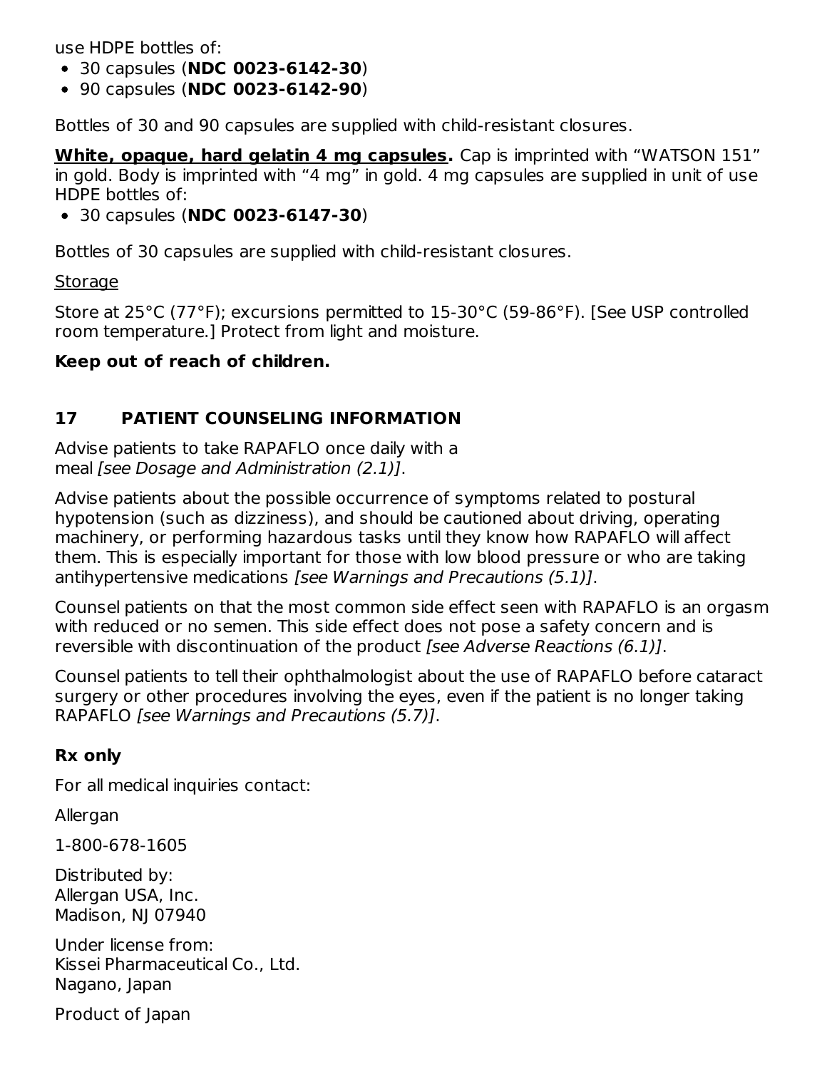use HDPE bottles of:

- 30 capsules (**NDC 0023-6142-30**)
- 90 capsules (**NDC 0023-6142-90**)

Bottles of 30 and 90 capsules are supplied with child-resistant closures.

**White, opaque, hard gelatin 4 mg capsules.** Cap is imprinted with "WATSON 151" in gold. Body is imprinted with "4 mg" in gold. 4 mg capsules are supplied in unit of use HDPE bottles of:

- 30 capsules (**NDC 0023-6147-30**)

Bottles of 30 capsules are supplied with child-resistant closures.

Storage

Store at 25°C (77°F); excursions permitted to 15-30°C (59-86°F). [See USP controlled room temperature.] Protect from light and moisture.

**Keep out of reach of children.**

## 17 PATIENT COUNSELING INFORMATION

Advise patients to take RAPAFLO once daily with a meal *[see Dosage and Administration (2.1)]*.

Advise patients about the possible occurrence of symptoms related to postural hypotension (such as dizziness), and should be cautioned about driving, operating machinery, or performing hazardous tasks until they know how RAPAFLO will affect them. This is especially important for those with low blood pressure or who are taking antihypertensive medications *[see Warnings and Precautions (5.1)]*.

Counsel patients on that the most common side effect seen with RAPAFLO is an orgasm with reduced or no semen. This side effect does not pose a safety concern and is reversible with discontinuation of the product *[see Adverse Reactions (6.1)]*.

Counsel patients to tell their ophthalmologist about the use of RAPAFLO before cataract surgery or other procedures involving the eyes, even if the patient is no longer taking RAPAFLO *[see Warnings and Precautions (5.7)]*.

**Rx only**

For all medical inquiries contact:

Allergan

1-800-678-1605

Distributed by:
Allergan USA, Inc.
Madison, NJ 07940

Under license from:
Kissei Pharmaceutical Co., Ltd.
Nagano, Japan

Product of Japan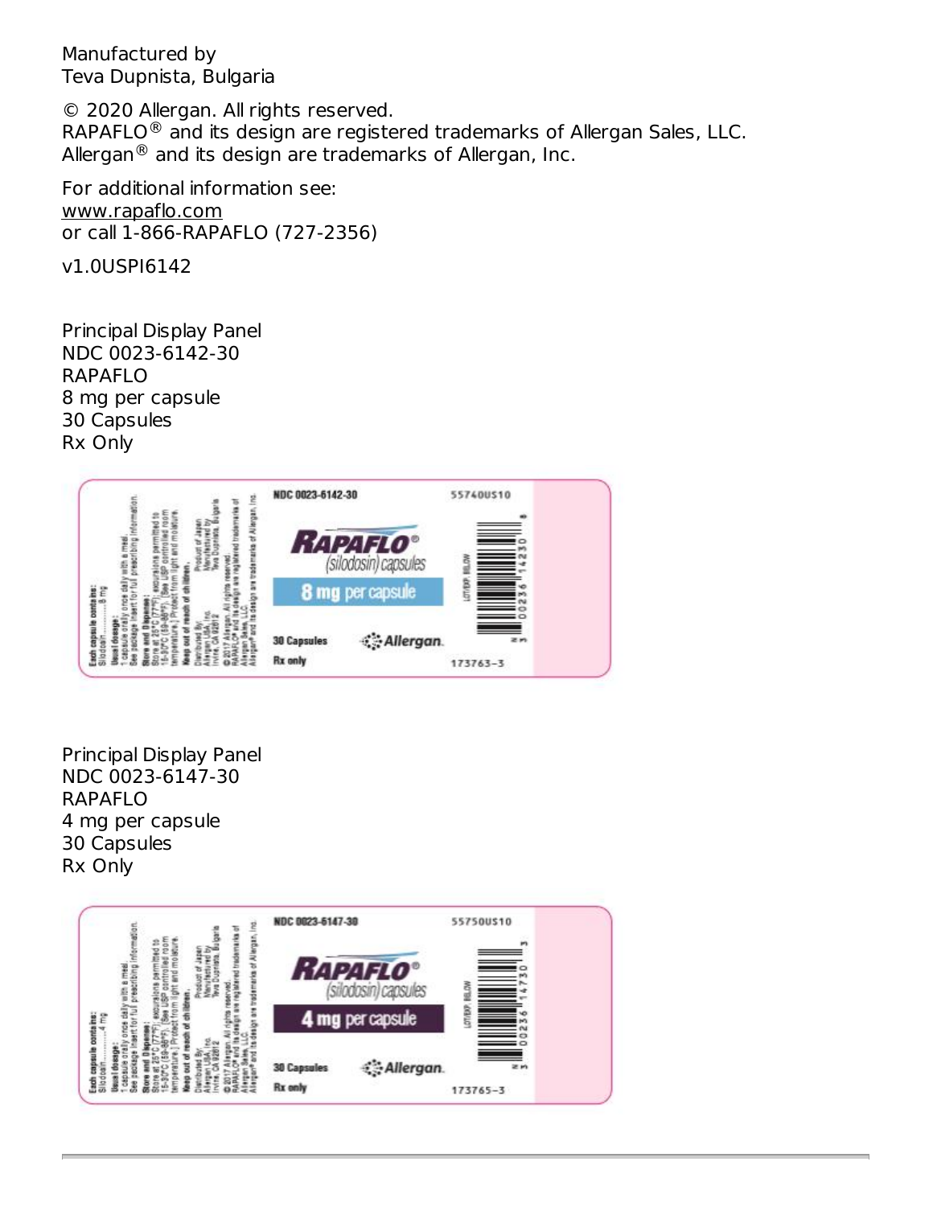Manufactured by
Teva Dupnista, Bulgaria

© 2020 Allergan. All rights reserved.
RAPAFLO® and its design are registered trademarks of Allergan Sales, LLC.
Allergan® and its design are trademarks of Allergan, Inc.

For additional information see:
www.rapaflo.com
or call 1-866-RAPAFLO (727-2356)

v1.0USPI6142

Principal Display Panel
NDC 0023-6142-30
RAPAFLO
8 mg per capsule
30 Capsules
Rx Only

Principal Display Panel
NDC 0023-6147-30
RAPAFLO
4 mg per capsule
30 Capsules
Rx Only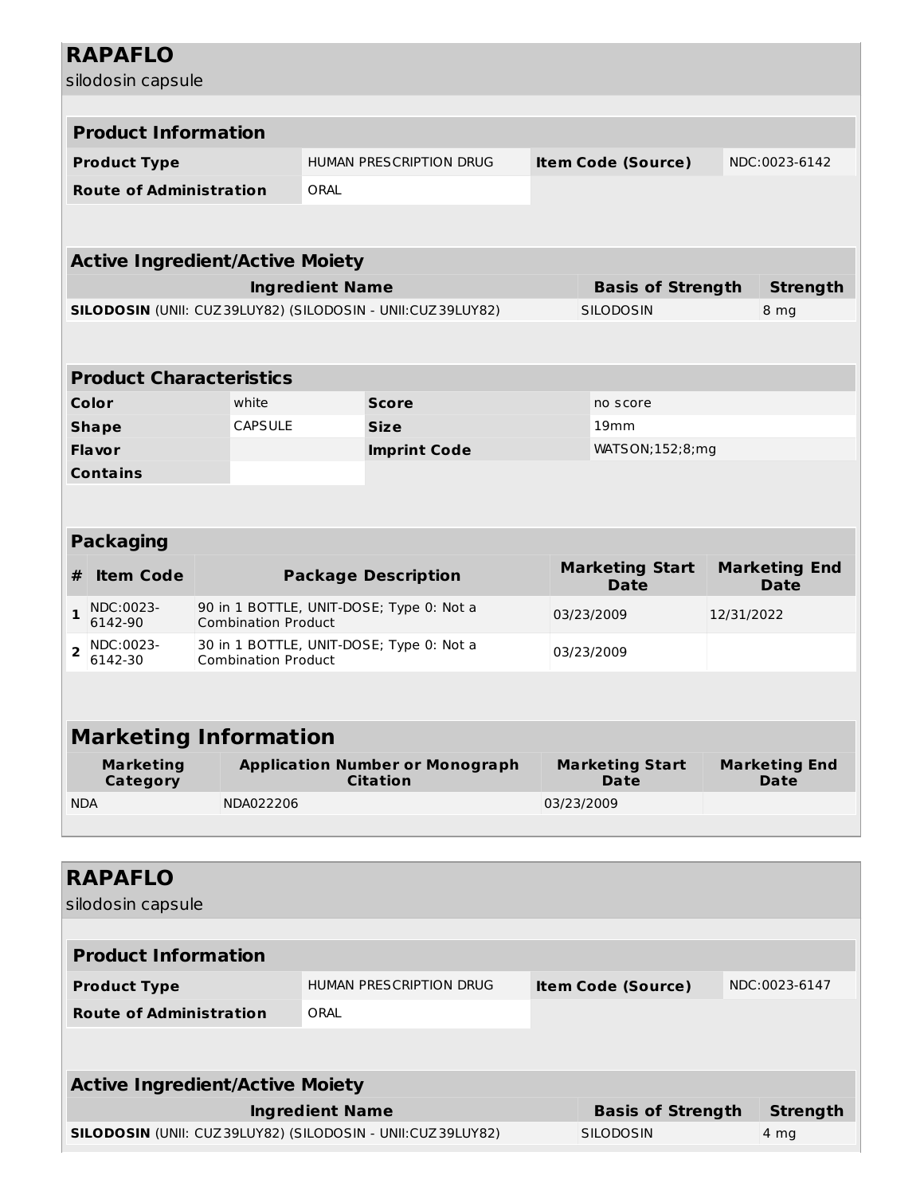## RAPAFLO

silodosin capsule

### Product Information

| Product Type | HUMAN PRESCRIPTION DRUG | Item Code (Source) | NDC:0023-6142 |
|---|---|---|---|
| Route of Administration | ORAL | | |

### Active Ingredient/Active Moiety

| Ingredient Name | Basis of Strength | Strength |
|---|---|---|
| **SILODOSIN** (UNII: CUZ39LUY82) (SILODOSIN - UNII:CUZ39LUY82) | SILODOSIN | 8 mg |

### Product Characteristics

| Color | white | Score | no score |
|---|---|---|---|
| Shape | CAPSULE | Size | 19mm |
| Flavor | | Imprint Code | WATSON;152;8;mg |
| Contains | | | |

### Packaging

| # | Item Code | Package Description | Marketing Start Date | Marketing End Date |
|---|---|---|---|---|
| 1 | NDC:0023-6142-90 | 90 in 1 BOTTLE, UNIT-DOSE; Type 0: Not a Combination Product | 03/23/2009 | 12/31/2022 |
| 2 | NDC:0023-6142-30 | 30 in 1 BOTTLE, UNIT-DOSE; Type 0: Not a Combination Product | 03/23/2009 | |

### Marketing Information

| Marketing Category | Application Number or Monograph Citation | Marketing Start Date | Marketing End Date |
|---|---|---|---|
| NDA | NDA022206 | 03/23/2009 | |

## RAPAFLO

silodosin capsule

### Product Information

| Product Type | HUMAN PRESCRIPTION DRUG | Item Code (Source) | NDC:0023-6147 |
|---|---|---|---|
| Route of Administration | ORAL | | |

### Active Ingredient/Active Moiety

| Ingredient Name | Basis of Strength | Strength |
|---|---|---|
| **SILODOSIN** (UNII: CUZ39LUY82) (SILODOSIN - UNII:CUZ39LUY82) | SILODOSIN | 4 mg |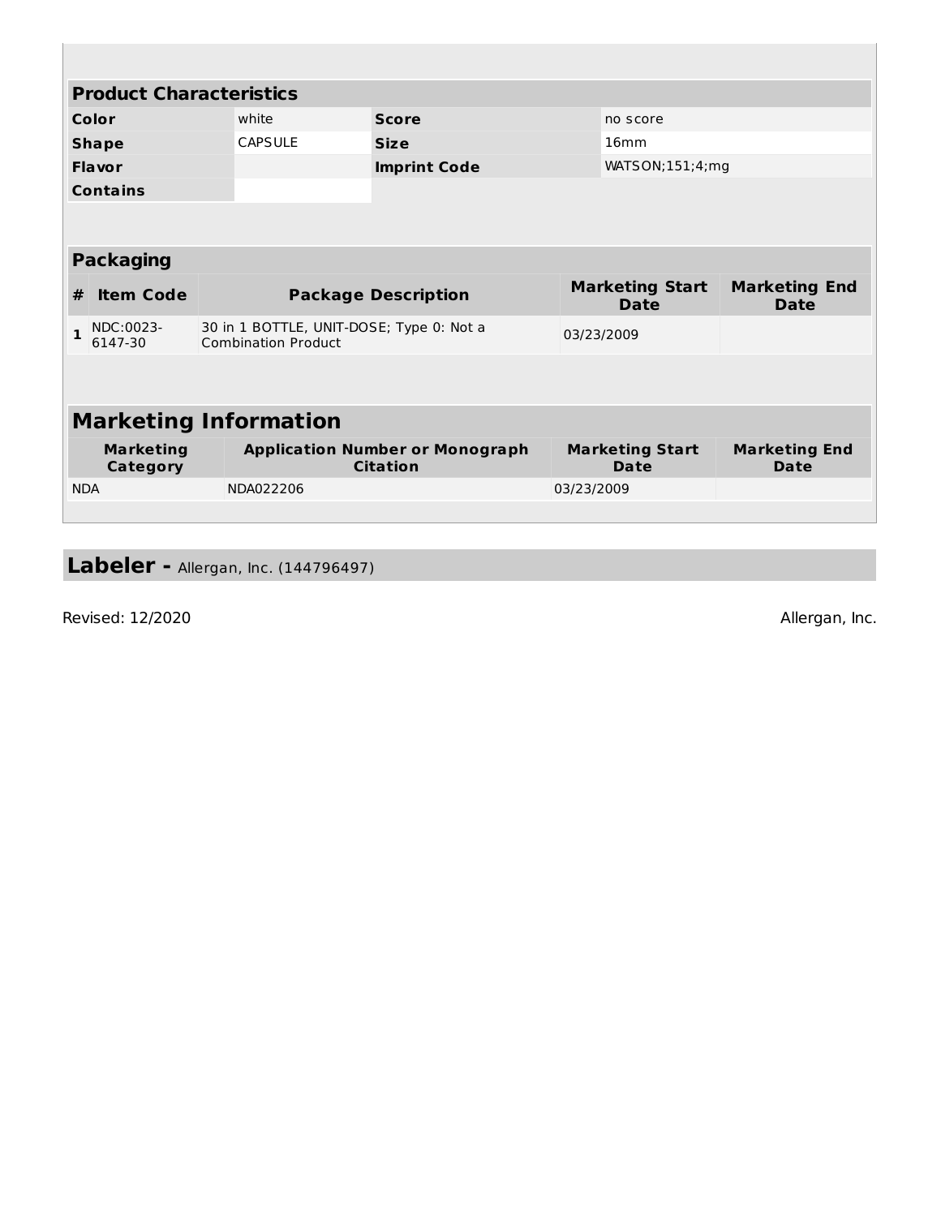| Product Characteristics | | | |
|---|---|---|---|
| **Color** | white | **Score** | no score |
| **Shape** | CAPSULE | **Size** | 16mm |
| **Flavor** | | **Imprint Code** | WATSON;151;4;mg |
| **Contains** | | | |

| Packaging | | | | |
|---|---|---|---|---|
| **#** | **Item Code** | **Package Description** | **Marketing Start Date** | **Marketing End Date** |
| 1 | NDC:0023-6147-30 | 30 in 1 BOTTLE, UNIT-DOSE; Type 0: Not a Combination Product | 03/23/2009 | |

| Marketing Information | | | |
|---|---|---|---|
| **Marketing Category** | **Application Number or Monograph Citation** | **Marketing Start Date** | **Marketing End Date** |
| NDA | NDA022206 | 03/23/2009 | |

## Labeler - Allergan, Inc. (144796497)

Revised: 12/2020

Allergan, Inc.